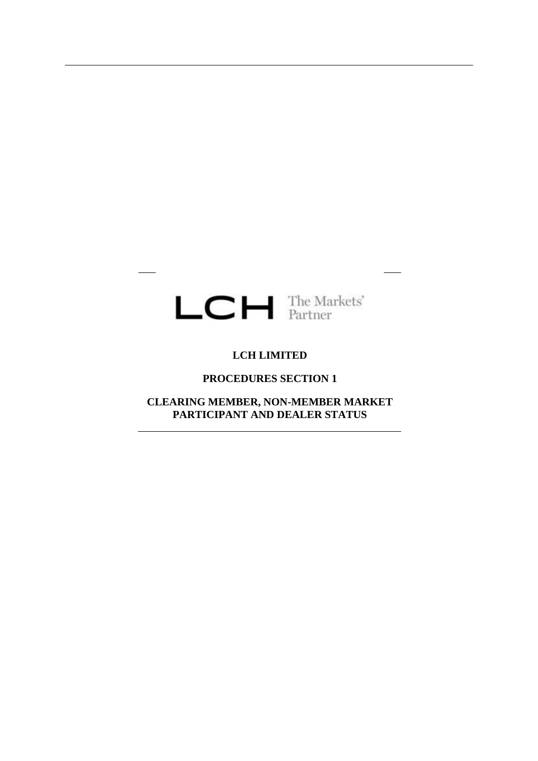LCH The Markets' Partner

# LCH LIMITED

## PROCEDURES SECTION 1

## CLEARING MEMBER, NON-MEMBER MARKET PARTICIPANT AND DEALER STATUS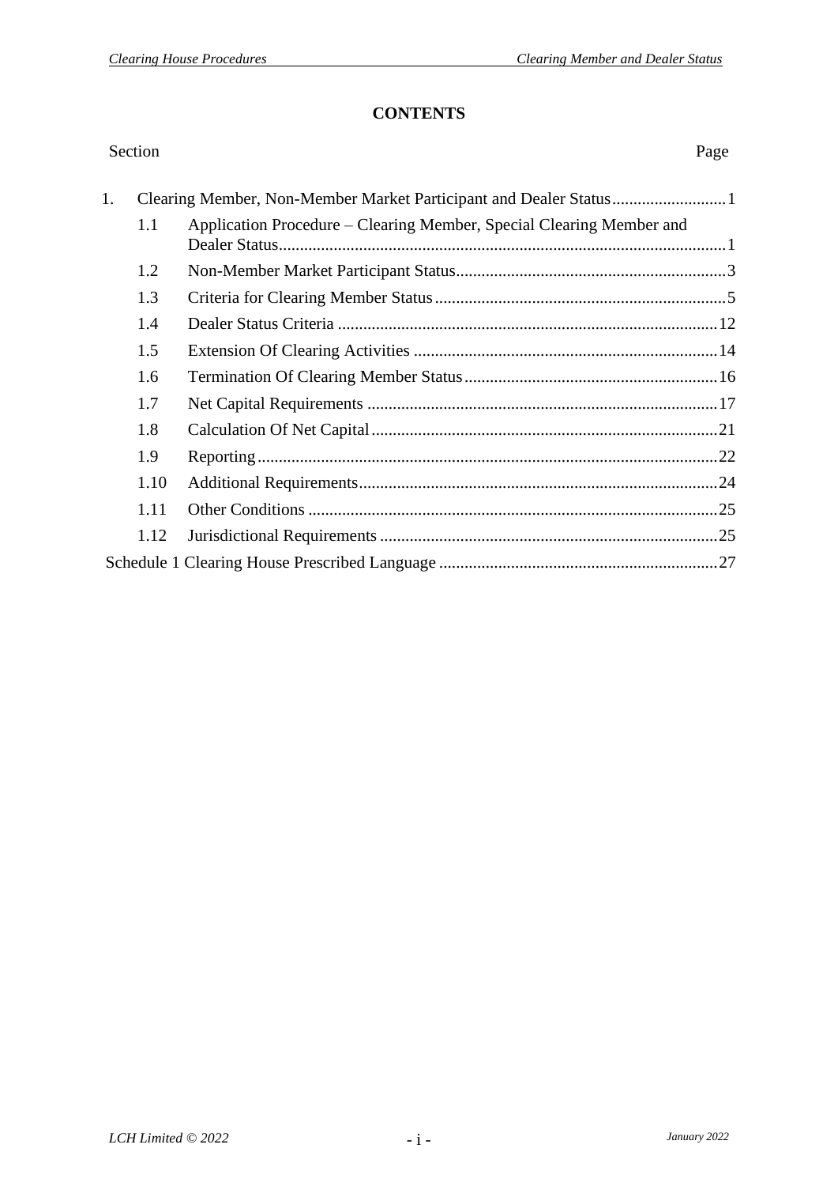# CONTENTS

| Section | | | Page |
|---|---|---|---|
| 1. | | Clearing Member, Non-Member Market Participant and Dealer Status | 1 |
| | 1.1 | Application Procedure – Clearing Member, Special Clearing Member and Dealer Status | 1 |
| | 1.2 | Non-Member Market Participant Status | 3 |
| | 1.3 | Criteria for Clearing Member Status | 5 |
| | 1.4 | Dealer Status Criteria | 12 |
| | 1.5 | Extension Of Clearing Activities | 14 |
| | 1.6 | Termination Of Clearing Member Status | 16 |
| | 1.7 | Net Capital Requirements | 17 |
| | 1.8 | Calculation Of Net Capital | 21 |
| | 1.9 | Reporting | 22 |
| | 1.10 | Additional Requirements | 24 |
| | 1.11 | Other Conditions | 25 |
| | 1.12 | Jurisdictional Requirements | 25 |
| Schedule 1 Clearing House Prescribed Language | | | 27 |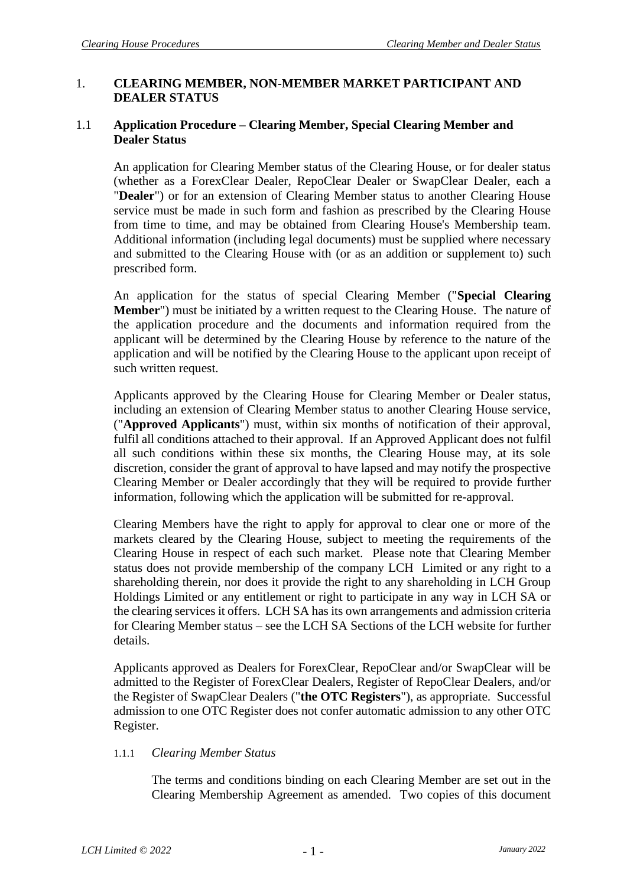# 1. CLEARING MEMBER, NON-MEMBER MARKET PARTICIPANT AND DEALER STATUS

## 1.1 Application Procedure – Clearing Member, Special Clearing Member and Dealer Status

An application for Clearing Member status of the Clearing House, or for dealer status (whether as a ForexClear Dealer, RepoClear Dealer or SwapClear Dealer, each a "**Dealer**") or for an extension of Clearing Member status to another Clearing House service must be made in such form and fashion as prescribed by the Clearing House from time to time, and may be obtained from Clearing House's Membership team. Additional information (including legal documents) must be supplied where necessary and submitted to the Clearing House with (or as an addition or supplement to) such prescribed form.

An application for the status of special Clearing Member ("**Special Clearing Member**") must be initiated by a written request to the Clearing House. The nature of the application procedure and the documents and information required from the applicant will be determined by the Clearing House by reference to the nature of the application and will be notified by the Clearing House to the applicant upon receipt of such written request.

Applicants approved by the Clearing House for Clearing Member or Dealer status, including an extension of Clearing Member status to another Clearing House service, ("**Approved Applicants**") must, within six months of notification of their approval, fulfil all conditions attached to their approval. If an Approved Applicant does not fulfil all such conditions within these six months, the Clearing House may, at its sole discretion, consider the grant of approval to have lapsed and may notify the prospective Clearing Member or Dealer accordingly that they will be required to provide further information, following which the application will be submitted for re-approval.

Clearing Members have the right to apply for approval to clear one or more of the markets cleared by the Clearing House, subject to meeting the requirements of the Clearing House in respect of each such market. Please note that Clearing Member status does not provide membership of the company LCH Limited or any right to a shareholding therein, nor does it provide the right to any shareholding in LCH Group Holdings Limited or any entitlement or right to participate in any way in LCH SA or the clearing services it offers. LCH SA has its own arrangements and admission criteria for Clearing Member status – see the LCH SA Sections of the LCH website for further details.

Applicants approved as Dealers for ForexClear, RepoClear and/or SwapClear will be admitted to the Register of ForexClear Dealers, Register of RepoClear Dealers, and/or the Register of SwapClear Dealers ("**the OTC Registers**"), as appropriate. Successful admission to one OTC Register does not confer automatic admission to any other OTC Register.

### 1.1.1 *Clearing Member Status*

The terms and conditions binding on each Clearing Member are set out in the Clearing Membership Agreement as amended. Two copies of this document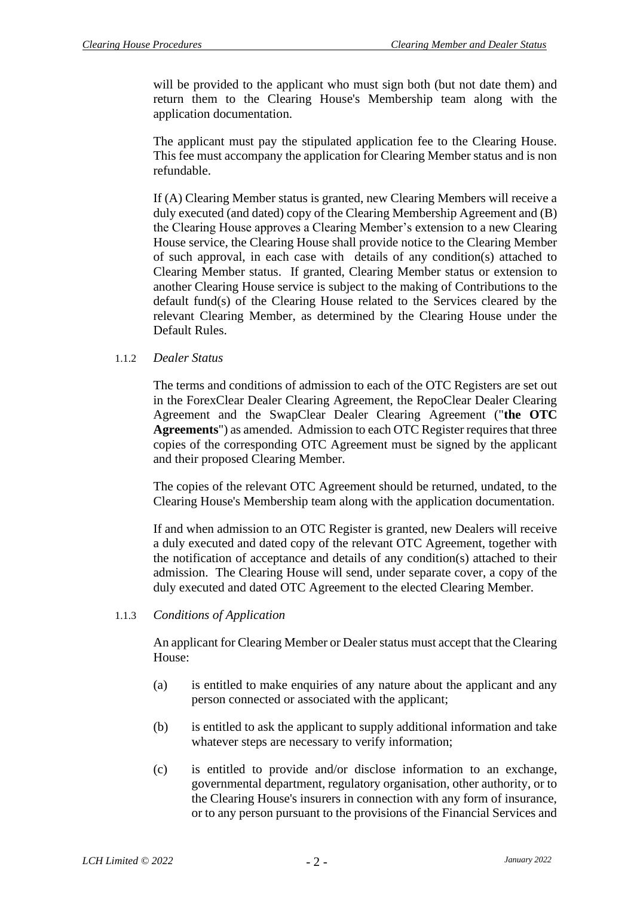will be provided to the applicant who must sign both (but not date them) and return them to the Clearing House's Membership team along with the application documentation.

The applicant must pay the stipulated application fee to the Clearing House. This fee must accompany the application for Clearing Member status and is non refundable.

If (A) Clearing Member status is granted, new Clearing Members will receive a duly executed (and dated) copy of the Clearing Membership Agreement and (B) the Clearing House approves a Clearing Member's extension to a new Clearing House service, the Clearing House shall provide notice to the Clearing Member of such approval, in each case with details of any condition(s) attached to Clearing Member status. If granted, Clearing Member status or extension to another Clearing House service is subject to the making of Contributions to the default fund(s) of the Clearing House related to the Services cleared by the relevant Clearing Member, as determined by the Clearing House under the Default Rules.

#### 1.1.2 *Dealer Status*

The terms and conditions of admission to each of the OTC Registers are set out in the ForexClear Dealer Clearing Agreement, the RepoClear Dealer Clearing Agreement and the SwapClear Dealer Clearing Agreement ("**the OTC Agreements**") as amended. Admission to each OTC Register requires that three copies of the corresponding OTC Agreement must be signed by the applicant and their proposed Clearing Member.

The copies of the relevant OTC Agreement should be returned, undated, to the Clearing House's Membership team along with the application documentation.

If and when admission to an OTC Register is granted, new Dealers will receive a duly executed and dated copy of the relevant OTC Agreement, together with the notification of acceptance and details of any condition(s) attached to their admission. The Clearing House will send, under separate cover, a copy of the duly executed and dated OTC Agreement to the elected Clearing Member.

#### 1.1.3 *Conditions of Application*

An applicant for Clearing Member or Dealer status must accept that the Clearing House:

(a) is entitled to make enquiries of any nature about the applicant and any person connected or associated with the applicant;

(b) is entitled to ask the applicant to supply additional information and take whatever steps are necessary to verify information;

(c) is entitled to provide and/or disclose information to an exchange, governmental department, regulatory organisation, other authority, or to the Clearing House's insurers in connection with any form of insurance, or to any person pursuant to the provisions of the Financial Services and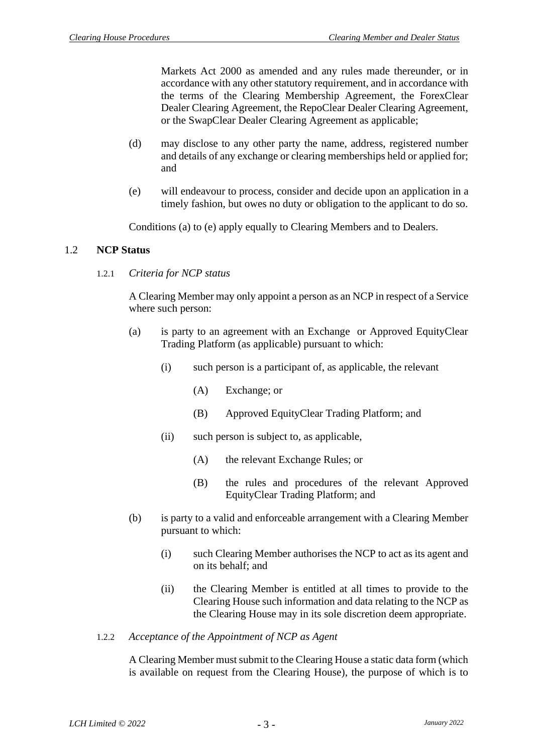Markets Act 2000 as amended and any rules made thereunder, or in accordance with any other statutory requirement, and in accordance with the terms of the Clearing Membership Agreement, the ForexClear Dealer Clearing Agreement, the RepoClear Dealer Clearing Agreement, or the SwapClear Dealer Clearing Agreement as applicable;

(d) may disclose to any other party the name, address, registered number and details of any exchange or clearing memberships held or applied for; and

(e) will endeavour to process, consider and decide upon an application in a timely fashion, but owes no duty or obligation to the applicant to do so.

Conditions (a) to (e) apply equally to Clearing Members and to Dealers.

## 1.2 NCP Status

### 1.2.1 *Criteria for NCP status*

A Clearing Member may only appoint a person as an NCP in respect of a Service where such person:

(a) is party to an agreement with an Exchange or Approved EquityClear Trading Platform (as applicable) pursuant to which:

(i) such person is a participant of, as applicable, the relevant

(A) Exchange; or

(B) Approved EquityClear Trading Platform; and

(ii) such person is subject to, as applicable,

(A) the relevant Exchange Rules; or

(B) the rules and procedures of the relevant Approved EquityClear Trading Platform; and

(b) is party to a valid and enforceable arrangement with a Clearing Member pursuant to which:

(i) such Clearing Member authorises the NCP to act as its agent and on its behalf; and

(ii) the Clearing Member is entitled at all times to provide to the Clearing House such information and data relating to the NCP as the Clearing House may in its sole discretion deem appropriate.

### 1.2.2 *Acceptance of the Appointment of NCP as Agent*

A Clearing Member must submit to the Clearing House a static data form (which is available on request from the Clearing House), the purpose of which is to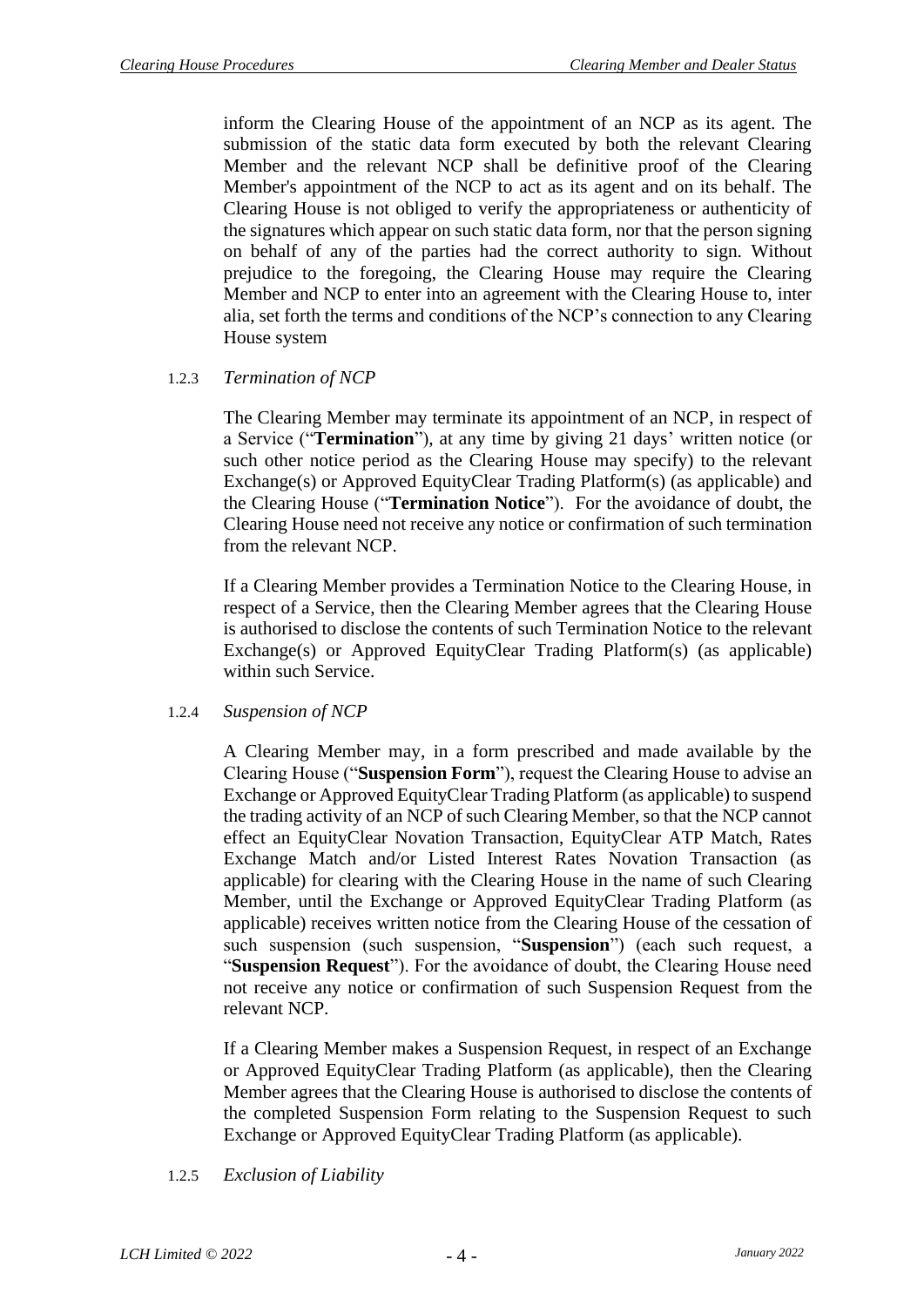inform the Clearing House of the appointment of an NCP as its agent. The submission of the static data form executed by both the relevant Clearing Member and the relevant NCP shall be definitive proof of the Clearing Member's appointment of the NCP to act as its agent and on its behalf. The Clearing House is not obliged to verify the appropriateness or authenticity of the signatures which appear on such static data form, nor that the person signing on behalf of any of the parties had the correct authority to sign. Without prejudice to the foregoing, the Clearing House may require the Clearing Member and NCP to enter into an agreement with the Clearing House to, inter alia, set forth the terms and conditions of the NCP's connection to any Clearing House system

1.2.3 *Termination of NCP*

The Clearing Member may terminate its appointment of an NCP, in respect of a Service ("**Termination**"), at any time by giving 21 days' written notice (or such other notice period as the Clearing House may specify) to the relevant Exchange(s) or Approved EquityClear Trading Platform(s) (as applicable) and the Clearing House ("**Termination Notice**"). For the avoidance of doubt, the Clearing House need not receive any notice or confirmation of such termination from the relevant NCP.

If a Clearing Member provides a Termination Notice to the Clearing House, in respect of a Service, then the Clearing Member agrees that the Clearing House is authorised to disclose the contents of such Termination Notice to the relevant Exchange(s) or Approved EquityClear Trading Platform(s) (as applicable) within such Service.

1.2.4 *Suspension of NCP*

A Clearing Member may, in a form prescribed and made available by the Clearing House ("**Suspension Form**"), request the Clearing House to advise an Exchange or Approved EquityClear Trading Platform (as applicable) to suspend the trading activity of an NCP of such Clearing Member, so that the NCP cannot effect an EquityClear Novation Transaction, EquityClear ATP Match, Rates Exchange Match and/or Listed Interest Rates Novation Transaction (as applicable) for clearing with the Clearing House in the name of such Clearing Member, until the Exchange or Approved EquityClear Trading Platform (as applicable) receives written notice from the Clearing House of the cessation of such suspension (such suspension, "**Suspension**") (each such request, a "**Suspension Request**"). For the avoidance of doubt, the Clearing House need not receive any notice or confirmation of such Suspension Request from the relevant NCP.

If a Clearing Member makes a Suspension Request, in respect of an Exchange or Approved EquityClear Trading Platform (as applicable), then the Clearing Member agrees that the Clearing House is authorised to disclose the contents of the completed Suspension Form relating to the Suspension Request to such Exchange or Approved EquityClear Trading Platform (as applicable).

1.2.5 *Exclusion of Liability*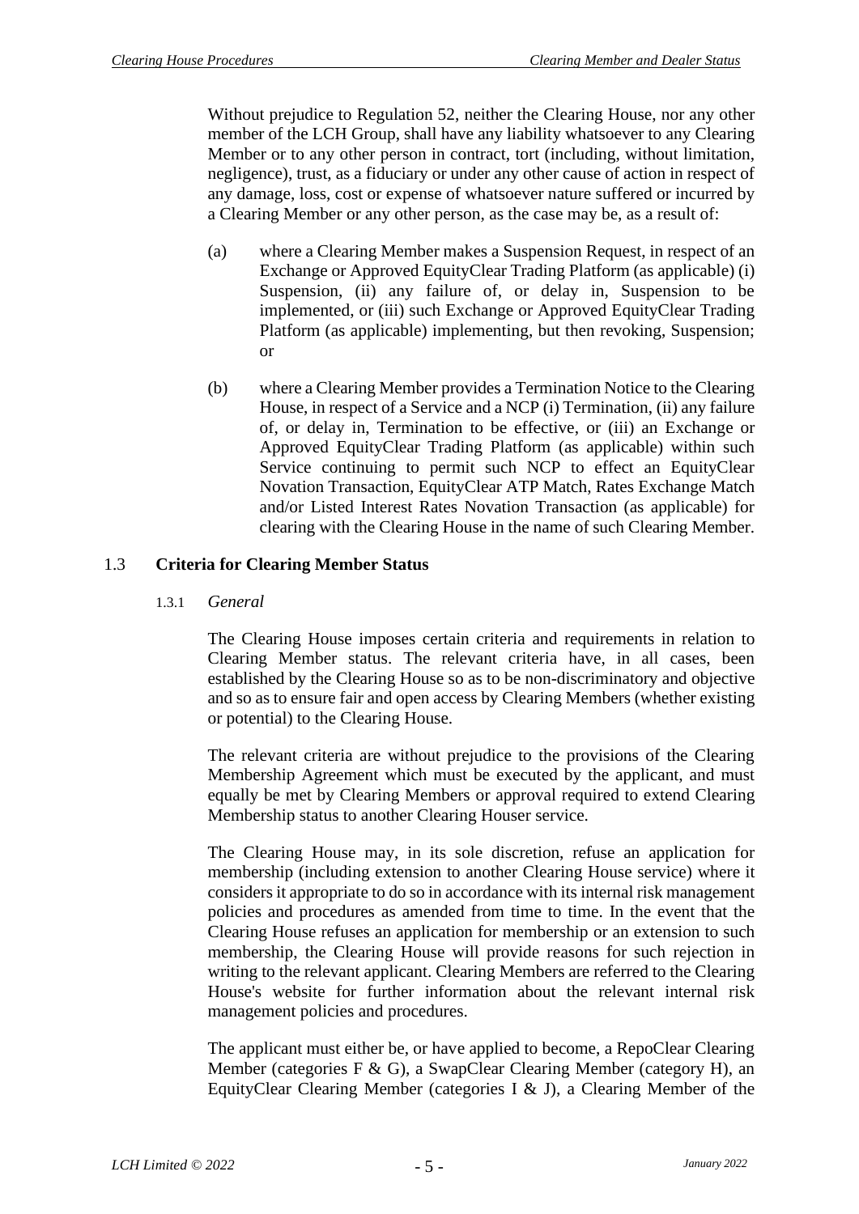Without prejudice to Regulation 52, neither the Clearing House, nor any other member of the LCH Group, shall have any liability whatsoever to any Clearing Member or to any other person in contract, tort (including, without limitation, negligence), trust, as a fiduciary or under any other cause of action in respect of any damage, loss, cost or expense of whatsoever nature suffered or incurred by a Clearing Member or any other person, as the case may be, as a result of:

(a) where a Clearing Member makes a Suspension Request, in respect of an Exchange or Approved EquityClear Trading Platform (as applicable) (i) Suspension, (ii) any failure of, or delay in, Suspension to be implemented, or (iii) such Exchange or Approved EquityClear Trading Platform (as applicable) implementing, but then revoking, Suspension; or

(b) where a Clearing Member provides a Termination Notice to the Clearing House, in respect of a Service and a NCP (i) Termination, (ii) any failure of, or delay in, Termination to be effective, or (iii) an Exchange or Approved EquityClear Trading Platform (as applicable) within such Service continuing to permit such NCP to effect an EquityClear Novation Transaction, EquityClear ATP Match, Rates Exchange Match and/or Listed Interest Rates Novation Transaction (as applicable) for clearing with the Clearing House in the name of such Clearing Member.

## 1.3 Criteria for Clearing Member Status

### 1.3.1 *General*

The Clearing House imposes certain criteria and requirements in relation to Clearing Member status. The relevant criteria have, in all cases, been established by the Clearing House so as to be non-discriminatory and objective and so as to ensure fair and open access by Clearing Members (whether existing or potential) to the Clearing House.

The relevant criteria are without prejudice to the provisions of the Clearing Membership Agreement which must be executed by the applicant, and must equally be met by Clearing Members or approval required to extend Clearing Membership status to another Clearing Houser service.

The Clearing House may, in its sole discretion, refuse an application for membership (including extension to another Clearing House service) where it considers it appropriate to do so in accordance with its internal risk management policies and procedures as amended from time to time. In the event that the Clearing House refuses an application for membership or an extension to such membership, the Clearing House will provide reasons for such rejection in writing to the relevant applicant. Clearing Members are referred to the Clearing House's website for further information about the relevant internal risk management policies and procedures.

The applicant must either be, or have applied to become, a RepoClear Clearing Member (categories F & G), a SwapClear Clearing Member (category H), an EquityClear Clearing Member (categories I & J), a Clearing Member of the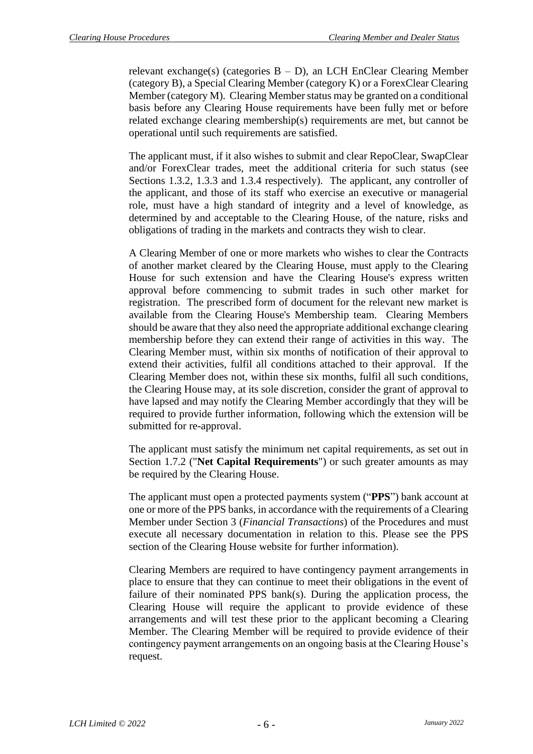relevant exchange(s) (categories B – D), an LCH EnClear Clearing Member (category B), a Special Clearing Member (category K) or a ForexClear Clearing Member (category M). Clearing Member status may be granted on a conditional basis before any Clearing House requirements have been fully met or before related exchange clearing membership(s) requirements are met, but cannot be operational until such requirements are satisfied.

The applicant must, if it also wishes to submit and clear RepoClear, SwapClear and/or ForexClear trades, meet the additional criteria for such status (see Sections 1.3.2, 1.3.3 and 1.3.4 respectively). The applicant, any controller of the applicant, and those of its staff who exercise an executive or managerial role, must have a high standard of integrity and a level of knowledge, as determined by and acceptable to the Clearing House, of the nature, risks and obligations of trading in the markets and contracts they wish to clear.

A Clearing Member of one or more markets who wishes to clear the Contracts of another market cleared by the Clearing House, must apply to the Clearing House for such extension and have the Clearing House's express written approval before commencing to submit trades in such other market for registration. The prescribed form of document for the relevant new market is available from the Clearing House's Membership team. Clearing Members should be aware that they also need the appropriate additional exchange clearing membership before they can extend their range of activities in this way. The Clearing Member must, within six months of notification of their approval to extend their activities, fulfil all conditions attached to their approval. If the Clearing Member does not, within these six months, fulfil all such conditions, the Clearing House may, at its sole discretion, consider the grant of approval to have lapsed and may notify the Clearing Member accordingly that they will be required to provide further information, following which the extension will be submitted for re-approval.

The applicant must satisfy the minimum net capital requirements, as set out in Section 1.7.2 ("**Net Capital Requirements**") or such greater amounts as may be required by the Clearing House.

The applicant must open a protected payments system ("**PPS**") bank account at one or more of the PPS banks, in accordance with the requirements of a Clearing Member under Section 3 (*Financial Transactions*) of the Procedures and must execute all necessary documentation in relation to this. Please see the PPS section of the Clearing House website for further information).

Clearing Members are required to have contingency payment arrangements in place to ensure that they can continue to meet their obligations in the event of failure of their nominated PPS bank(s). During the application process, the Clearing House will require the applicant to provide evidence of these arrangements and will test these prior to the applicant becoming a Clearing Member. The Clearing Member will be required to provide evidence of their contingency payment arrangements on an ongoing basis at the Clearing House's request.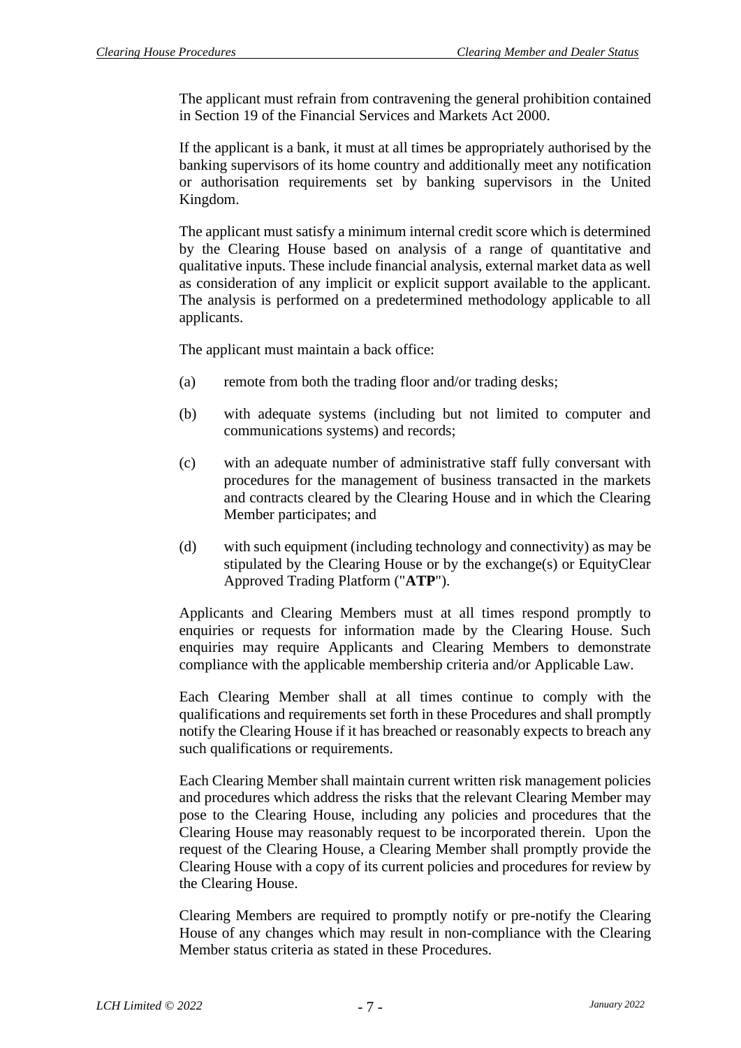The applicant must refrain from contravening the general prohibition contained in Section 19 of the Financial Services and Markets Act 2000.

If the applicant is a bank, it must at all times be appropriately authorised by the banking supervisors of its home country and additionally meet any notification or authorisation requirements set by banking supervisors in the United Kingdom.

The applicant must satisfy a minimum internal credit score which is determined by the Clearing House based on analysis of a range of quantitative and qualitative inputs. These include financial analysis, external market data as well as consideration of any implicit or explicit support available to the applicant. The analysis is performed on a predetermined methodology applicable to all applicants.

The applicant must maintain a back office:

(a) remote from both the trading floor and/or trading desks;

(b) with adequate systems (including but not limited to computer and communications systems) and records;

(c) with an adequate number of administrative staff fully conversant with procedures for the management of business transacted in the markets and contracts cleared by the Clearing House and in which the Clearing Member participates; and

(d) with such equipment (including technology and connectivity) as may be stipulated by the Clearing House or by the exchange(s) or EquityClear Approved Trading Platform ("**ATP**").

Applicants and Clearing Members must at all times respond promptly to enquiries or requests for information made by the Clearing House. Such enquiries may require Applicants and Clearing Members to demonstrate compliance with the applicable membership criteria and/or Applicable Law.

Each Clearing Member shall at all times continue to comply with the qualifications and requirements set forth in these Procedures and shall promptly notify the Clearing House if it has breached or reasonably expects to breach any such qualifications or requirements.

Each Clearing Member shall maintain current written risk management policies and procedures which address the risks that the relevant Clearing Member may pose to the Clearing House, including any policies and procedures that the Clearing House may reasonably request to be incorporated therein. Upon the request of the Clearing House, a Clearing Member shall promptly provide the Clearing House with a copy of its current policies and procedures for review by the Clearing House.

Clearing Members are required to promptly notify or pre-notify the Clearing House of any changes which may result in non-compliance with the Clearing Member status criteria as stated in these Procedures.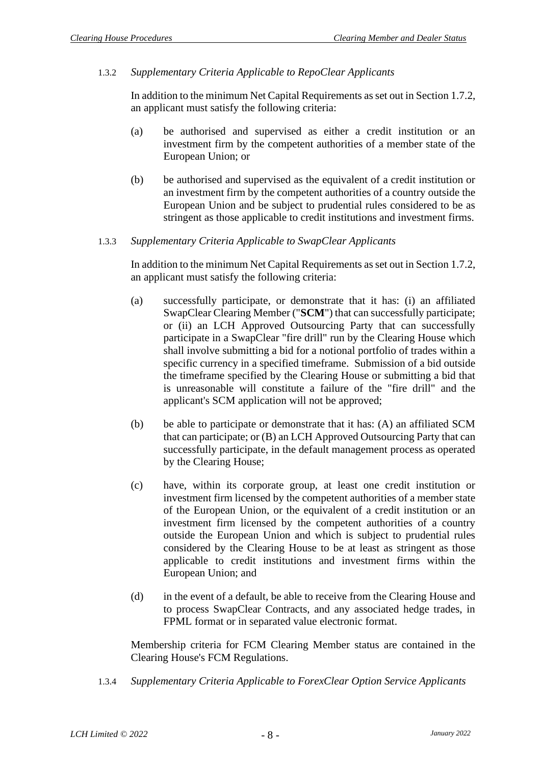### 1.3.2 *Supplementary Criteria Applicable to RepoClear Applicants*

In addition to the minimum Net Capital Requirements as set out in Section 1.7.2, an applicant must satisfy the following criteria:

(a) be authorised and supervised as either a credit institution or an investment firm by the competent authorities of a member state of the European Union; or

(b) be authorised and supervised as the equivalent of a credit institution or an investment firm by the competent authorities of a country outside the European Union and be subject to prudential rules considered to be as stringent as those applicable to credit institutions and investment firms.

### 1.3.3 *Supplementary Criteria Applicable to SwapClear Applicants*

In addition to the minimum Net Capital Requirements as set out in Section 1.7.2, an applicant must satisfy the following criteria:

(a) successfully participate, or demonstrate that it has: (i) an affiliated SwapClear Clearing Member ("**SCM**") that can successfully participate; or (ii) an LCH Approved Outsourcing Party that can successfully participate in a SwapClear "fire drill" run by the Clearing House which shall involve submitting a bid for a notional portfolio of trades within a specific currency in a specified timeframe. Submission of a bid outside the timeframe specified by the Clearing House or submitting a bid that is unreasonable will constitute a failure of the "fire drill" and the applicant's SCM application will not be approved;

(b) be able to participate or demonstrate that it has: (A) an affiliated SCM that can participate; or (B) an LCH Approved Outsourcing Party that can successfully participate, in the default management process as operated by the Clearing House;

(c) have, within its corporate group, at least one credit institution or investment firm licensed by the competent authorities of a member state of the European Union, or the equivalent of a credit institution or an investment firm licensed by the competent authorities of a country outside the European Union and which is subject to prudential rules considered by the Clearing House to be at least as stringent as those applicable to credit institutions and investment firms within the European Union; and

(d) in the event of a default, be able to receive from the Clearing House and to process SwapClear Contracts, and any associated hedge trades, in FPML format or in separated value electronic format.

Membership criteria for FCM Clearing Member status are contained in the Clearing House's FCM Regulations.

### 1.3.4 *Supplementary Criteria Applicable to ForexClear Option Service Applicants*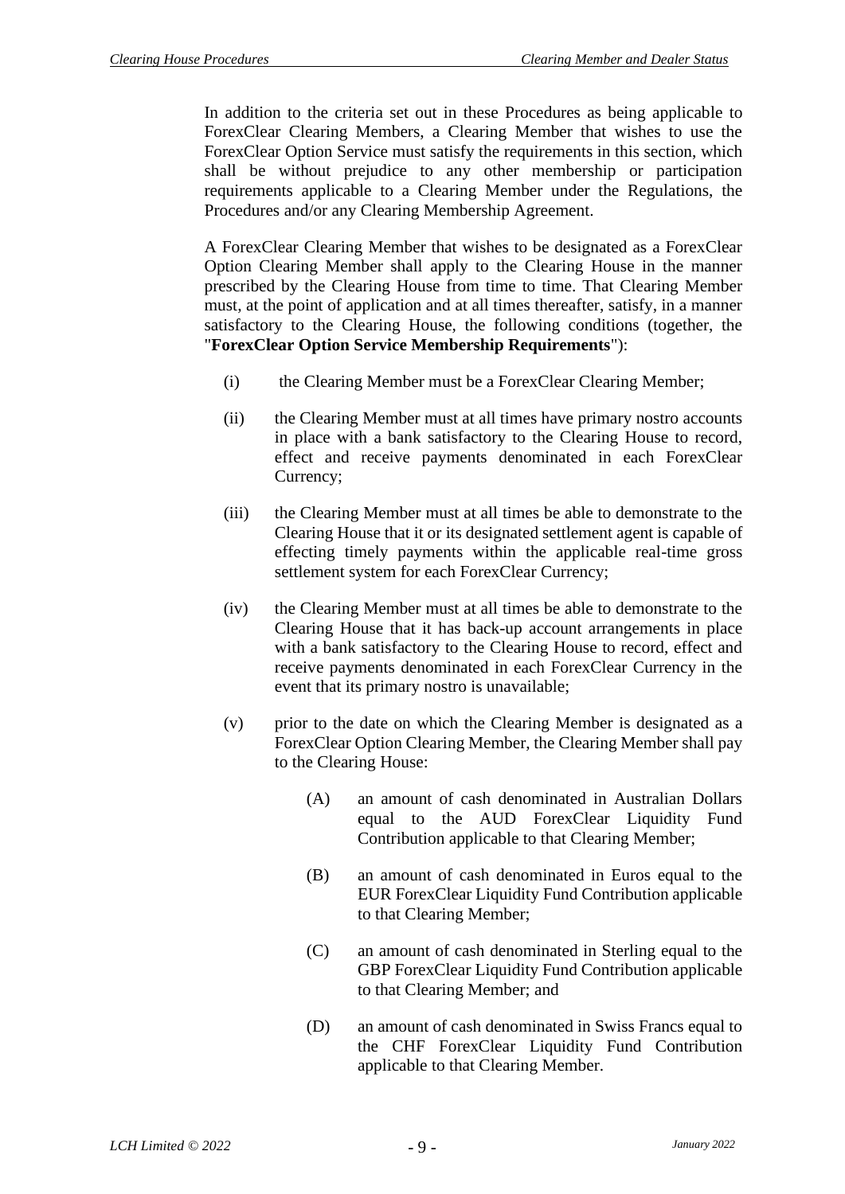In addition to the criteria set out in these Procedures as being applicable to ForexClear Clearing Members, a Clearing Member that wishes to use the ForexClear Option Service must satisfy the requirements in this section, which shall be without prejudice to any other membership or participation requirements applicable to a Clearing Member under the Regulations, the Procedures and/or any Clearing Membership Agreement.

A ForexClear Clearing Member that wishes to be designated as a ForexClear Option Clearing Member shall apply to the Clearing House in the manner prescribed by the Clearing House from time to time. That Clearing Member must, at the point of application and at all times thereafter, satisfy, in a manner satisfactory to the Clearing House, the following conditions (together, the "**ForexClear Option Service Membership Requirements**"):

(i) the Clearing Member must be a ForexClear Clearing Member;

(ii) the Clearing Member must at all times have primary nostro accounts in place with a bank satisfactory to the Clearing House to record, effect and receive payments denominated in each ForexClear Currency;

(iii) the Clearing Member must at all times be able to demonstrate to the Clearing House that it or its designated settlement agent is capable of effecting timely payments within the applicable real-time gross settlement system for each ForexClear Currency;

(iv) the Clearing Member must at all times be able to demonstrate to the Clearing House that it has back-up account arrangements in place with a bank satisfactory to the Clearing House to record, effect and receive payments denominated in each ForexClear Currency in the event that its primary nostro is unavailable;

(v) prior to the date on which the Clearing Member is designated as a ForexClear Option Clearing Member, the Clearing Member shall pay to the Clearing House:

(A) an amount of cash denominated in Australian Dollars equal to the AUD ForexClear Liquidity Fund Contribution applicable to that Clearing Member;

(B) an amount of cash denominated in Euros equal to the EUR ForexClear Liquidity Fund Contribution applicable to that Clearing Member;

(C) an amount of cash denominated in Sterling equal to the GBP ForexClear Liquidity Fund Contribution applicable to that Clearing Member; and

(D) an amount of cash denominated in Swiss Francs equal to the CHF ForexClear Liquidity Fund Contribution applicable to that Clearing Member.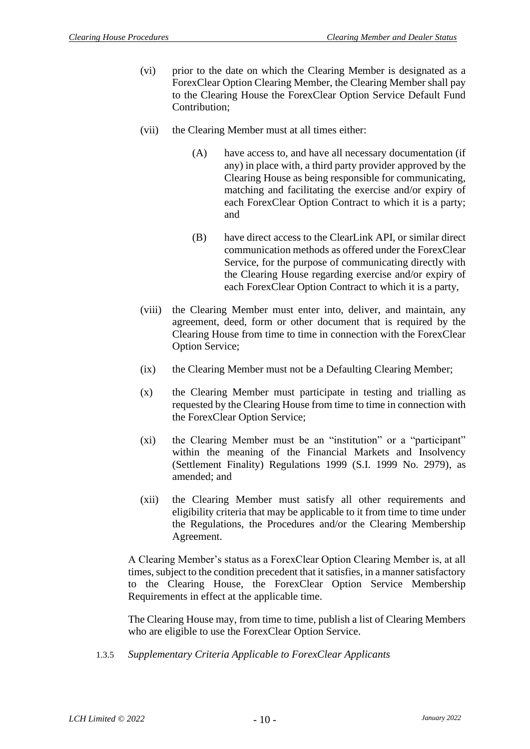(vi) prior to the date on which the Clearing Member is designated as a ForexClear Option Clearing Member, the Clearing Member shall pay to the Clearing House the ForexClear Option Service Default Fund Contribution;

(vii) the Clearing Member must at all times either:

(A) have access to, and have all necessary documentation (if any) in place with, a third party provider approved by the Clearing House as being responsible for communicating, matching and facilitating the exercise and/or expiry of each ForexClear Option Contract to which it is a party; and

(B) have direct access to the ClearLink API, or similar direct communication methods as offered under the ForexClear Service, for the purpose of communicating directly with the Clearing House regarding exercise and/or expiry of each ForexClear Option Contract to which it is a party,

(viii) the Clearing Member must enter into, deliver, and maintain, any agreement, deed, form or other document that is required by the Clearing House from time to time in connection with the ForexClear Option Service;

(ix) the Clearing Member must not be a Defaulting Clearing Member;

(x) the Clearing Member must participate in testing and trialling as requested by the Clearing House from time to time in connection with the ForexClear Option Service;

(xi) the Clearing Member must be an "institution" or a "participant" within the meaning of the Financial Markets and Insolvency (Settlement Finality) Regulations 1999 (S.I. 1999 No. 2979), as amended; and

(xii) the Clearing Member must satisfy all other requirements and eligibility criteria that may be applicable to it from time to time under the Regulations, the Procedures and/or the Clearing Membership Agreement.

A Clearing Member's status as a ForexClear Option Clearing Member is, at all times, subject to the condition precedent that it satisfies, in a manner satisfactory to the Clearing House, the ForexClear Option Service Membership Requirements in effect at the applicable time.

The Clearing House may, from time to time, publish a list of Clearing Members who are eligible to use the ForexClear Option Service.

1.3.5 *Supplementary Criteria Applicable to ForexClear Applicants*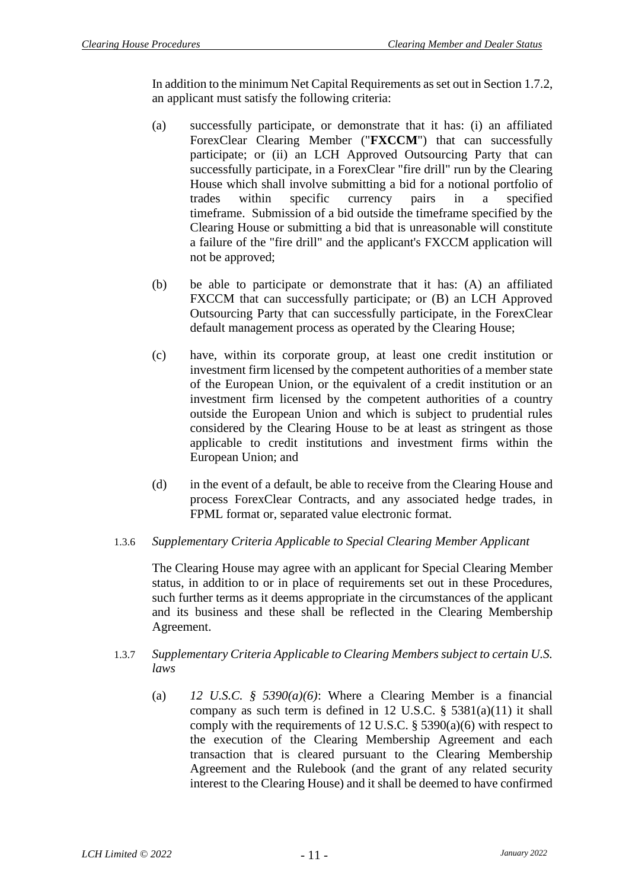In addition to the minimum Net Capital Requirements as set out in Section 1.7.2, an applicant must satisfy the following criteria:

(a) successfully participate, or demonstrate that it has: (i) an affiliated ForexClear Clearing Member ("**FXCCM**") that can successfully participate; or (ii) an LCH Approved Outsourcing Party that can successfully participate, in a ForexClear "fire drill" run by the Clearing House which shall involve submitting a bid for a notional portfolio of trades within specific currency pairs in a specified timeframe. Submission of a bid outside the timeframe specified by the Clearing House or submitting a bid that is unreasonable will constitute a failure of the "fire drill" and the applicant's FXCCM application will not be approved;

(b) be able to participate or demonstrate that it has: (A) an affiliated FXCCM that can successfully participate; or (B) an LCH Approved Outsourcing Party that can successfully participate, in the ForexClear default management process as operated by the Clearing House;

(c) have, within its corporate group, at least one credit institution or investment firm licensed by the competent authorities of a member state of the European Union, or the equivalent of a credit institution or an investment firm licensed by the competent authorities of a country outside the European Union and which is subject to prudential rules considered by the Clearing House to be at least as stringent as those applicable to credit institutions and investment firms within the European Union; and

(d) in the event of a default, be able to receive from the Clearing House and process ForexClear Contracts, and any associated hedge trades, in FPML format or, separated value electronic format.

1.3.6 *Supplementary Criteria Applicable to Special Clearing Member Applicant*

The Clearing House may agree with an applicant for Special Clearing Member status, in addition to or in place of requirements set out in these Procedures, such further terms as it deems appropriate in the circumstances of the applicant and its business and these shall be reflected in the Clearing Membership Agreement.

1.3.7 *Supplementary Criteria Applicable to Clearing Members subject to certain U.S. laws*

(a) *12 U.S.C. § 5390(a)(6)*: Where a Clearing Member is a financial company as such term is defined in 12 U.S.C. § 5381(a)(11) it shall comply with the requirements of 12 U.S.C. § 5390(a)(6) with respect to the execution of the Clearing Membership Agreement and each transaction that is cleared pursuant to the Clearing Membership Agreement and the Rulebook (and the grant of any related security interest to the Clearing House) and it shall be deemed to have confirmed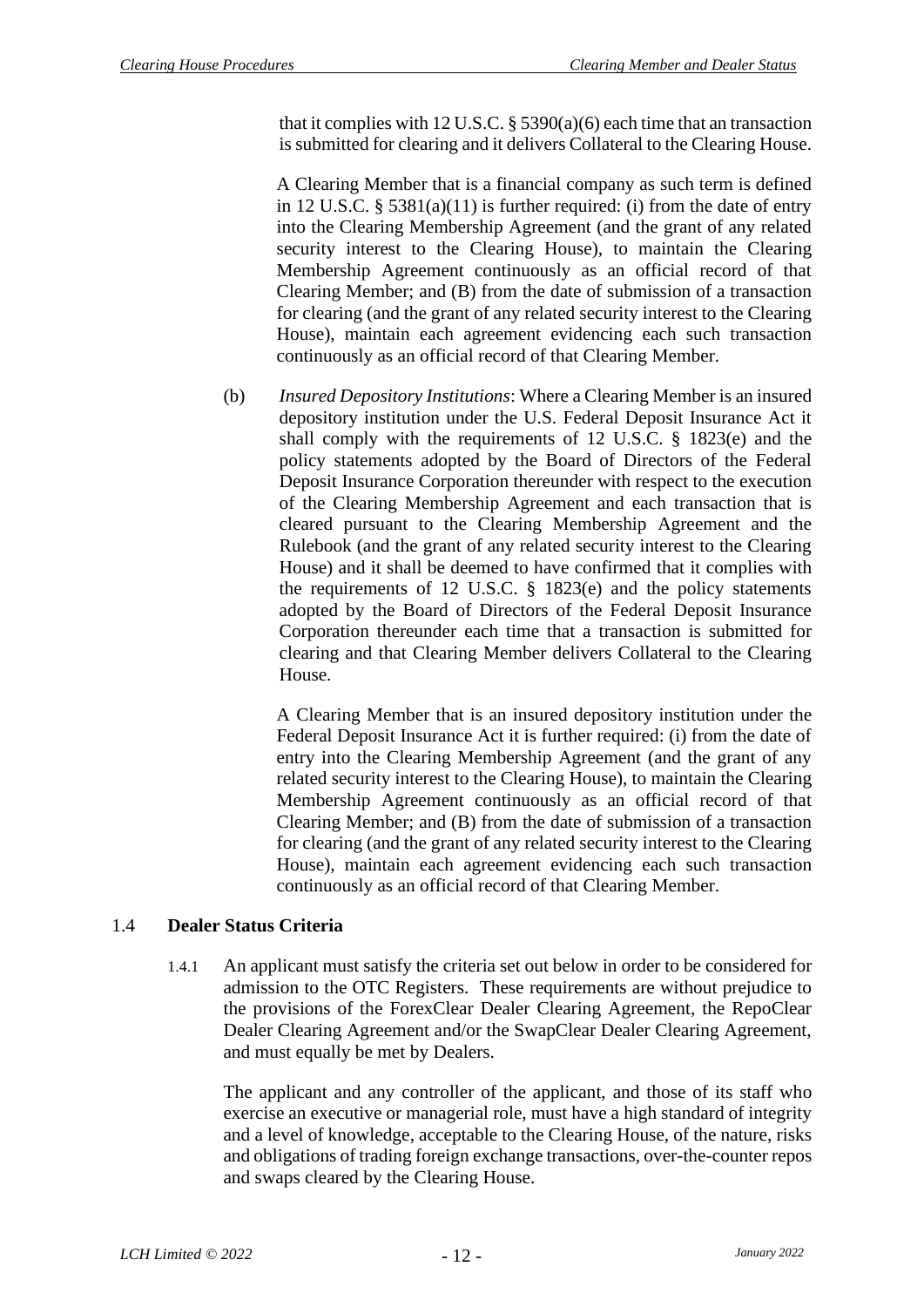that it complies with 12 U.S.C. § 5390(a)(6) each time that an transaction is submitted for clearing and it delivers Collateral to the Clearing House.

A Clearing Member that is a financial company as such term is defined in 12 U.S.C. § 5381(a)(11) is further required: (i) from the date of entry into the Clearing Membership Agreement (and the grant of any related security interest to the Clearing House), to maintain the Clearing Membership Agreement continuously as an official record of that Clearing Member; and (B) from the date of submission of a transaction for clearing (and the grant of any related security interest to the Clearing House), maintain each agreement evidencing each such transaction continuously as an official record of that Clearing Member.

(b) *Insured Depository Institutions*: Where a Clearing Member is an insured depository institution under the U.S. Federal Deposit Insurance Act it shall comply with the requirements of 12 U.S.C. § 1823(e) and the policy statements adopted by the Board of Directors of the Federal Deposit Insurance Corporation thereunder with respect to the execution of the Clearing Membership Agreement and each transaction that is cleared pursuant to the Clearing Membership Agreement and the Rulebook (and the grant of any related security interest to the Clearing House) and it shall be deemed to have confirmed that it complies with the requirements of 12 U.S.C. § 1823(e) and the policy statements adopted by the Board of Directors of the Federal Deposit Insurance Corporation thereunder each time that a transaction is submitted for clearing and that Clearing Member delivers Collateral to the Clearing House.

A Clearing Member that is an insured depository institution under the Federal Deposit Insurance Act it is further required: (i) from the date of entry into the Clearing Membership Agreement (and the grant of any related security interest to the Clearing House), to maintain the Clearing Membership Agreement continuously as an official record of that Clearing Member; and (B) from the date of submission of a transaction for clearing (and the grant of any related security interest to the Clearing House), maintain each agreement evidencing each such transaction continuously as an official record of that Clearing Member.

## 1.4 **Dealer Status Criteria**

1.4.1 An applicant must satisfy the criteria set out below in order to be considered for admission to the OTC Registers. These requirements are without prejudice to the provisions of the ForexClear Dealer Clearing Agreement, the RepoClear Dealer Clearing Agreement and/or the SwapClear Dealer Clearing Agreement, and must equally be met by Dealers.

The applicant and any controller of the applicant, and those of its staff who exercise an executive or managerial role, must have a high standard of integrity and a level of knowledge, acceptable to the Clearing House, of the nature, risks and obligations of trading foreign exchange transactions, over-the-counter repos and swaps cleared by the Clearing House.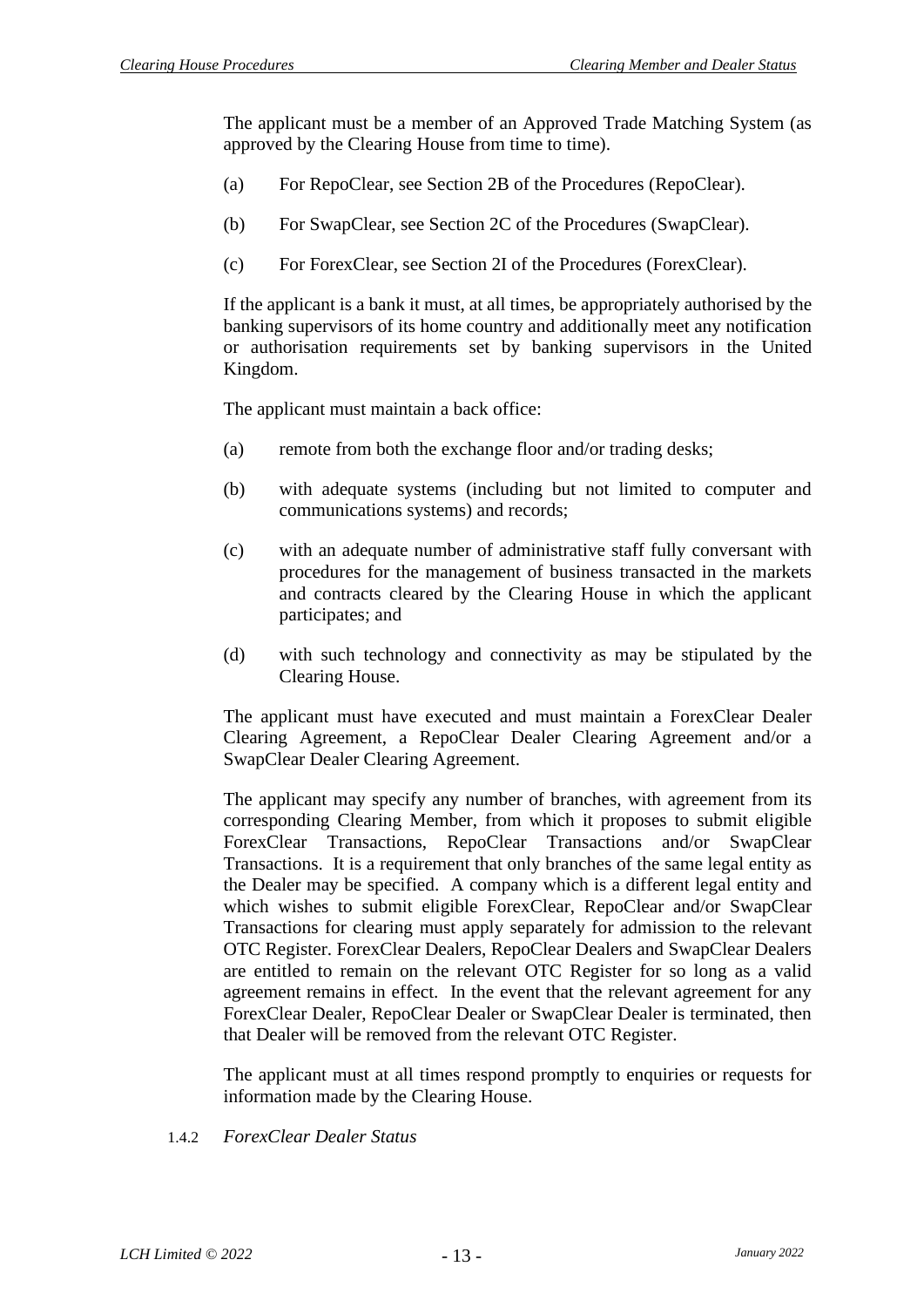The applicant must be a member of an Approved Trade Matching System (as approved by the Clearing House from time to time).

(a) For RepoClear, see Section 2B of the Procedures (RepoClear).

(b) For SwapClear, see Section 2C of the Procedures (SwapClear).

(c) For ForexClear, see Section 2I of the Procedures (ForexClear).

If the applicant is a bank it must, at all times, be appropriately authorised by the banking supervisors of its home country and additionally meet any notification or authorisation requirements set by banking supervisors in the United Kingdom.

The applicant must maintain a back office:

(a) remote from both the exchange floor and/or trading desks;

(b) with adequate systems (including but not limited to computer and communications systems) and records;

(c) with an adequate number of administrative staff fully conversant with procedures for the management of business transacted in the markets and contracts cleared by the Clearing House in which the applicant participates; and

(d) with such technology and connectivity as may be stipulated by the Clearing House.

The applicant must have executed and must maintain a ForexClear Dealer Clearing Agreement, a RepoClear Dealer Clearing Agreement and/or a SwapClear Dealer Clearing Agreement.

The applicant may specify any number of branches, with agreement from its corresponding Clearing Member, from which it proposes to submit eligible ForexClear Transactions, RepoClear Transactions and/or SwapClear Transactions. It is a requirement that only branches of the same legal entity as the Dealer may be specified. A company which is a different legal entity and which wishes to submit eligible ForexClear, RepoClear and/or SwapClear Transactions for clearing must apply separately for admission to the relevant OTC Register. ForexClear Dealers, RepoClear Dealers and SwapClear Dealers are entitled to remain on the relevant OTC Register for so long as a valid agreement remains in effect. In the event that the relevant agreement for any ForexClear Dealer, RepoClear Dealer or SwapClear Dealer is terminated, then that Dealer will be removed from the relevant OTC Register.

The applicant must at all times respond promptly to enquiries or requests for information made by the Clearing House.

1.4.2 *ForexClear Dealer Status*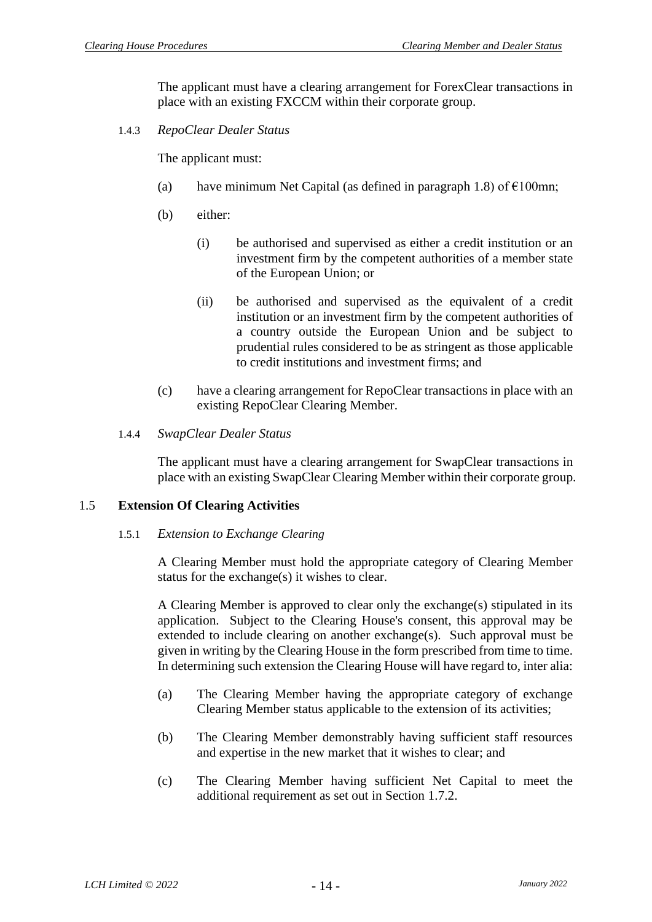The applicant must have a clearing arrangement for ForexClear transactions in place with an existing FXCCM within their corporate group.

#### 1.4.3 *RepoClear Dealer Status*

The applicant must:

(a) have minimum Net Capital (as defined in paragraph 1.8) of €100mn;

(b) either:

(i) be authorised and supervised as either a credit institution or an investment firm by the competent authorities of a member state of the European Union; or

(ii) be authorised and supervised as the equivalent of a credit institution or an investment firm by the competent authorities of a country outside the European Union and be subject to prudential rules considered to be as stringent as those applicable to credit institutions and investment firms; and

(c) have a clearing arrangement for RepoClear transactions in place with an existing RepoClear Clearing Member.

#### 1.4.4 *SwapClear Dealer Status*

The applicant must have a clearing arrangement for SwapClear transactions in place with an existing SwapClear Clearing Member within their corporate group.

### 1.5 **Extension Of Clearing Activities**

#### 1.5.1 *Extension to Exchange Clearing*

A Clearing Member must hold the appropriate category of Clearing Member status for the exchange(s) it wishes to clear.

A Clearing Member is approved to clear only the exchange(s) stipulated in its application. Subject to the Clearing House's consent, this approval may be extended to include clearing on another exchange(s). Such approval must be given in writing by the Clearing House in the form prescribed from time to time. In determining such extension the Clearing House will have regard to, inter alia:

(a) The Clearing Member having the appropriate category of exchange Clearing Member status applicable to the extension of its activities;

(b) The Clearing Member demonstrably having sufficient staff resources and expertise in the new market that it wishes to clear; and

(c) The Clearing Member having sufficient Net Capital to meet the additional requirement as set out in Section 1.7.2.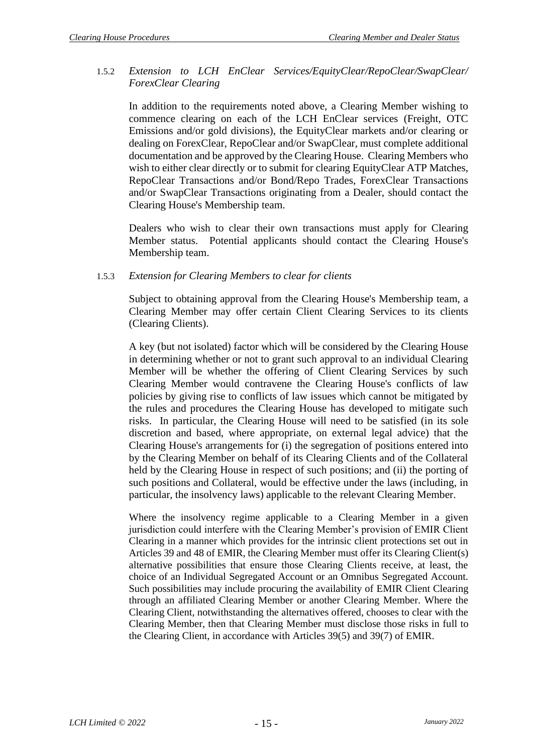#### 1.5.2 *Extension to LCH EnClear Services/EquityClear/RepoClear/SwapClear/ForexClear Clearing*

In addition to the requirements noted above, a Clearing Member wishing to commence clearing on each of the LCH EnClear services (Freight, OTC Emissions and/or gold divisions), the EquityClear markets and/or clearing or dealing on ForexClear, RepoClear and/or SwapClear, must complete additional documentation and be approved by the Clearing House. Clearing Members who wish to either clear directly or to submit for clearing EquityClear ATP Matches, RepoClear Transactions and/or Bond/Repo Trades, ForexClear Transactions and/or SwapClear Transactions originating from a Dealer, should contact the Clearing House's Membership team.

Dealers who wish to clear their own transactions must apply for Clearing Member status. Potential applicants should contact the Clearing House's Membership team.

#### 1.5.3 *Extension for Clearing Members to clear for clients*

Subject to obtaining approval from the Clearing House's Membership team, a Clearing Member may offer certain Client Clearing Services to its clients (Clearing Clients).

A key (but not isolated) factor which will be considered by the Clearing House in determining whether or not to grant such approval to an individual Clearing Member will be whether the offering of Client Clearing Services by such Clearing Member would contravene the Clearing House's conflicts of law policies by giving rise to conflicts of law issues which cannot be mitigated by the rules and procedures the Clearing House has developed to mitigate such risks. In particular, the Clearing House will need to be satisfied (in its sole discretion and based, where appropriate, on external legal advice) that the Clearing House's arrangements for (i) the segregation of positions entered into by the Clearing Member on behalf of its Clearing Clients and of the Collateral held by the Clearing House in respect of such positions; and (ii) the porting of such positions and Collateral, would be effective under the laws (including, in particular, the insolvency laws) applicable to the relevant Clearing Member.

Where the insolvency regime applicable to a Clearing Member in a given jurisdiction could interfere with the Clearing Member's provision of EMIR Client Clearing in a manner which provides for the intrinsic client protections set out in Articles 39 and 48 of EMIR, the Clearing Member must offer its Clearing Client(s) alternative possibilities that ensure those Clearing Clients receive, at least, the choice of an Individual Segregated Account or an Omnibus Segregated Account. Such possibilities may include procuring the availability of EMIR Client Clearing through an affiliated Clearing Member or another Clearing Member. Where the Clearing Client, notwithstanding the alternatives offered, chooses to clear with the Clearing Member, then that Clearing Member must disclose those risks in full to the Clearing Client, in accordance with Articles 39(5) and 39(7) of EMIR.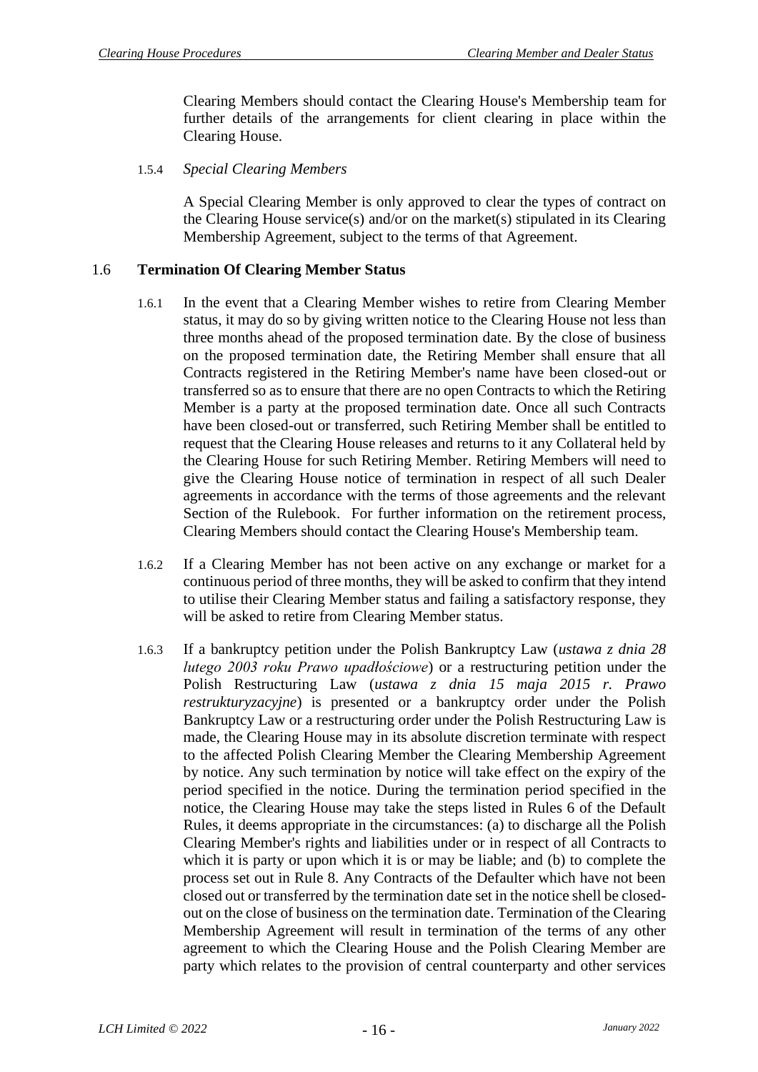Clearing Members should contact the Clearing House's Membership team for further details of the arrangements for client clearing in place within the Clearing House.

1.5.4 *Special Clearing Members*

A Special Clearing Member is only approved to clear the types of contract on the Clearing House service(s) and/or on the market(s) stipulated in its Clearing Membership Agreement, subject to the terms of that Agreement.

## 1.6 Termination Of Clearing Member Status

1.6.1 In the event that a Clearing Member wishes to retire from Clearing Member status, it may do so by giving written notice to the Clearing House not less than three months ahead of the proposed termination date. By the close of business on the proposed termination date, the Retiring Member shall ensure that all Contracts registered in the Retiring Member's name have been closed-out or transferred so as to ensure that there are no open Contracts to which the Retiring Member is a party at the proposed termination date. Once all such Contracts have been closed-out or transferred, such Retiring Member shall be entitled to request that the Clearing House releases and returns to it any Collateral held by the Clearing House for such Retiring Member. Retiring Members will need to give the Clearing House notice of termination in respect of all such Dealer agreements in accordance with the terms of those agreements and the relevant Section of the Rulebook. For further information on the retirement process, Clearing Members should contact the Clearing House's Membership team.

1.6.2 If a Clearing Member has not been active on any exchange or market for a continuous period of three months, they will be asked to confirm that they intend to utilise their Clearing Member status and failing a satisfactory response, they will be asked to retire from Clearing Member status.

1.6.3 If a bankruptcy petition under the Polish Bankruptcy Law (*ustawa z dnia 28 lutego 2003 roku Prawo upadłościowe*) or a restructuring petition under the Polish Restructuring Law (*ustawa z dnia 15 maja 2015 r. Prawo restrukturyzacyjne*) is presented or a bankruptcy order under the Polish Bankruptcy Law or a restructuring order under the Polish Restructuring Law is made, the Clearing House may in its absolute discretion terminate with respect to the affected Polish Clearing Member the Clearing Membership Agreement by notice. Any such termination by notice will take effect on the expiry of the period specified in the notice. During the termination period specified in the notice, the Clearing House may take the steps listed in Rules 6 of the Default Rules, it deems appropriate in the circumstances: (a) to discharge all the Polish Clearing Member's rights and liabilities under or in respect of all Contracts to which it is party or upon which it is or may be liable; and (b) to complete the process set out in Rule 8. Any Contracts of the Defaulter which have not been closed out or transferred by the termination date set in the notice shell be closed-out on the close of business on the termination date. Termination of the Clearing Membership Agreement will result in termination of the terms of any other agreement to which the Clearing House and the Polish Clearing Member are party which relates to the provision of central counterparty and other services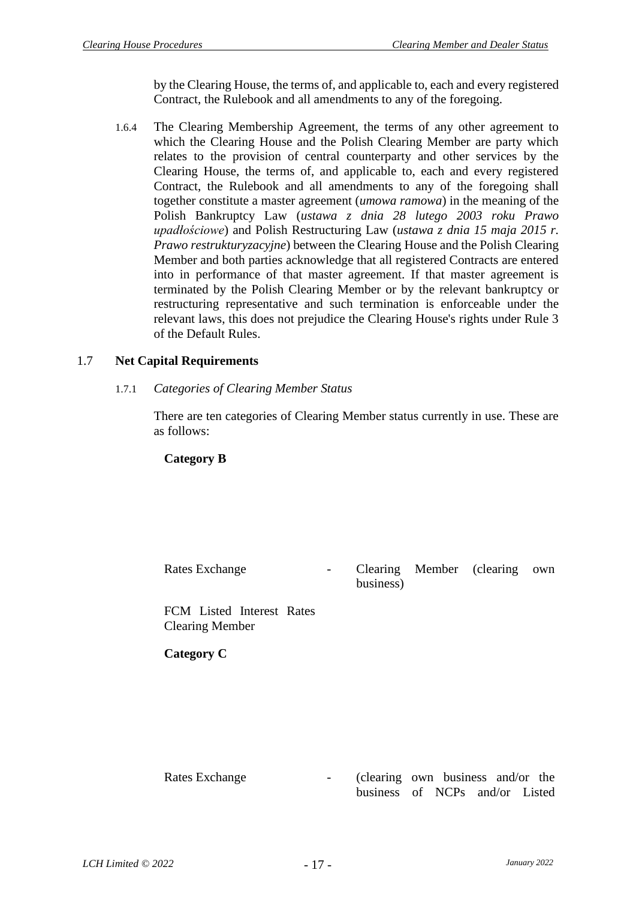by the Clearing House, the terms of, and applicable to, each and every registered Contract, the Rulebook and all amendments to any of the foregoing.

1.6.4 The Clearing Membership Agreement, the terms of any other agreement to which the Clearing House and the Polish Clearing Member are party which relates to the provision of central counterparty and other services by the Clearing House, the terms of, and applicable to, each and every registered Contract, the Rulebook and all amendments to any of the foregoing shall together constitute a master agreement (*umowa ramowa*) in the meaning of the Polish Bankruptcy Law (*ustawa z dnia 28 lutego 2003 roku Prawo upadłościowe*) and Polish Restructuring Law (*ustawa z dnia 15 maja 2015 r. Prawo restrukturyzacyjne*) between the Clearing House and the Polish Clearing Member and both parties acknowledge that all registered Contracts are entered into in performance of that master agreement. If that master agreement is terminated by the Polish Clearing Member or by the relevant bankruptcy or restructuring representative and such termination is enforceable under the relevant laws, this does not prejudice the Clearing House's rights under Rule 3 of the Default Rules.

## 1.7 Net Capital Requirements

### 1.7.1 *Categories of Clearing Member Status*

There are ten categories of Clearing Member status currently in use. These are as follows:

**Category B**

| | | |
|---|---|---|
| Rates Exchange | - | Clearing Member (clearing own business) |
| FCM Listed Interest Rates Clearing Member | | |

**Category C**

| | | |
|---|---|---|
| Rates Exchange | - | (clearing own business and/or the business of NCPs and/or Listed |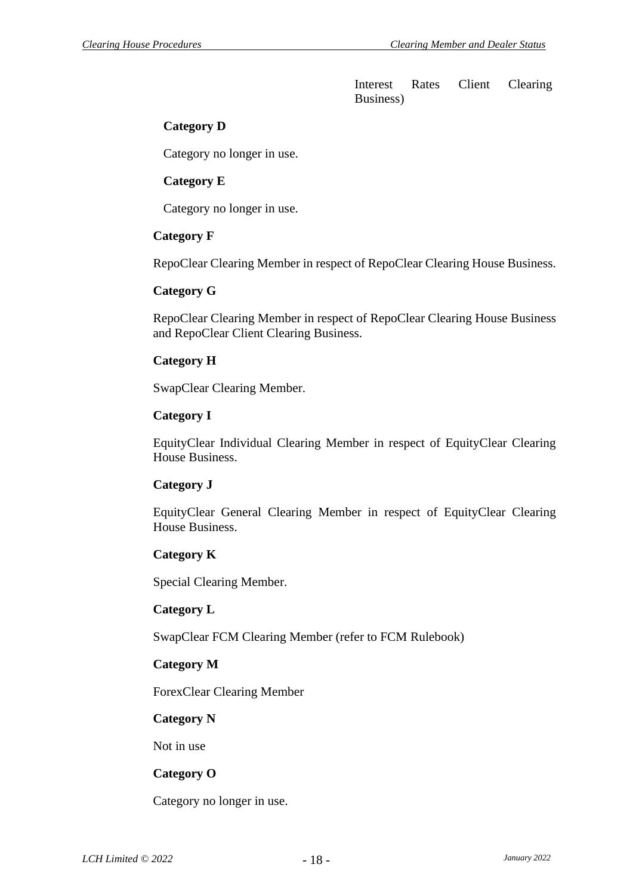Interest Rates Client Clearing Business)

**Category D**

Category no longer in use.

**Category E**

Category no longer in use.

**Category F**

RepoClear Clearing Member in respect of RepoClear Clearing House Business.

**Category G**

RepoClear Clearing Member in respect of RepoClear Clearing House Business and RepoClear Client Clearing Business.

**Category H**

SwapClear Clearing Member.

**Category I**

EquityClear Individual Clearing Member in respect of EquityClear Clearing House Business.

**Category J**

EquityClear General Clearing Member in respect of EquityClear Clearing House Business.

**Category K**

Special Clearing Member.

**Category L**

SwapClear FCM Clearing Member (refer to FCM Rulebook)

**Category M**

ForexClear Clearing Member

**Category N**

Not in use

**Category O**

Category no longer in use.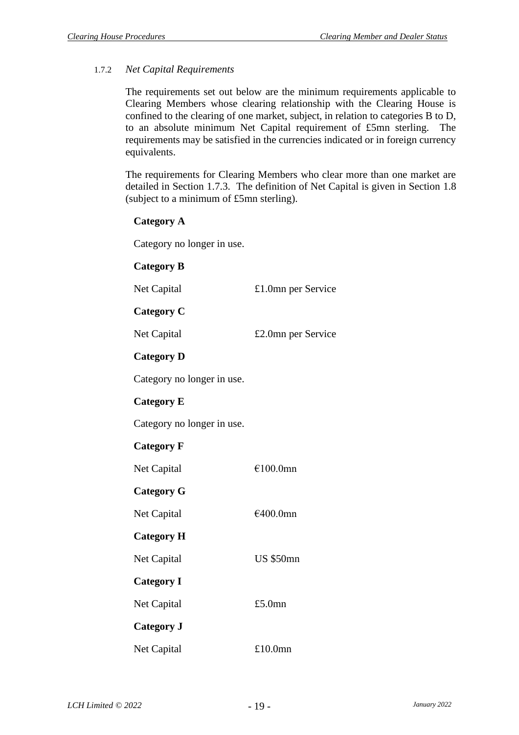### 1.7.2 *Net Capital Requirements*

The requirements set out below are the minimum requirements applicable to Clearing Members whose clearing relationship with the Clearing House is confined to the clearing of one market, subject, in relation to categories B to D, to an absolute minimum Net Capital requirement of £5mn sterling. The requirements may be satisfied in the currencies indicated or in foreign currency equivalents.

The requirements for Clearing Members who clear more than one market are detailed in Section 1.7.3. The definition of Net Capital is given in Section 1.8 (subject to a minimum of £5mn sterling).

**Category A**

Category no longer in use.

**Category B**

Net Capital £1.0mn per Service

**Category C**

Net Capital £2.0mn per Service

**Category D**

Category no longer in use.

**Category E**

Category no longer in use.

**Category F**

Net Capital €100.0mn

**Category G**

Net Capital €400.0mn

**Category H**

Net Capital US $50mn

**Category I**

Net Capital £5.0mn

**Category J**

Net Capital £10.0mn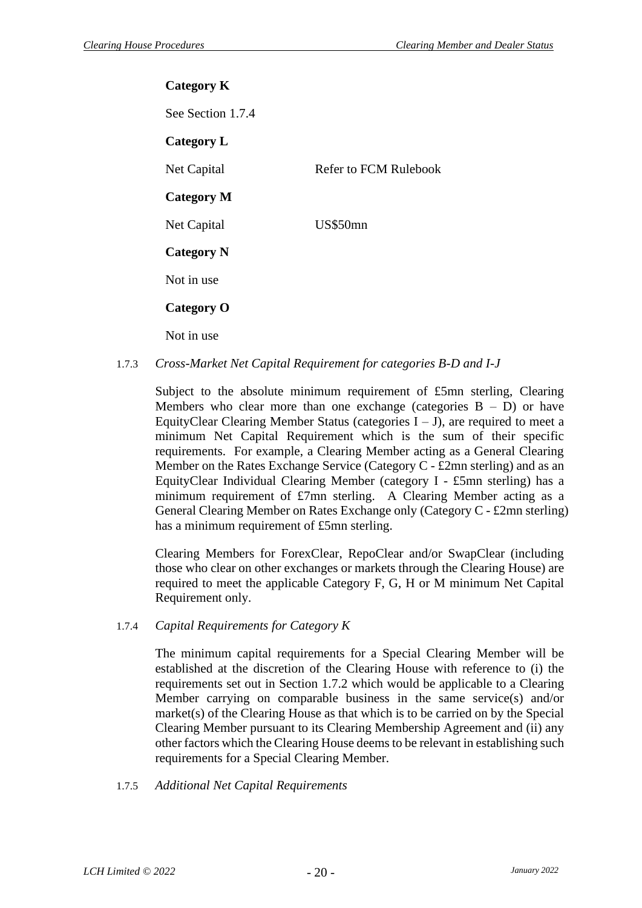**Category K**

See Section 1.7.4

**Category L**

| | |
|---|---|
| Net Capital | Refer to FCM Rulebook |

**Category M**

| | |
|---|---|
| Net Capital | US$50mn |

**Category N**

Not in use

**Category O**

Not in use

1.7.3 *Cross-Market Net Capital Requirement for categories B-D and I-J*

Subject to the absolute minimum requirement of £5mn sterling, Clearing Members who clear more than one exchange (categories B – D) or have EquityClear Clearing Member Status (categories I – J), are required to meet a minimum Net Capital Requirement which is the sum of their specific requirements. For example, a Clearing Member acting as a General Clearing Member on the Rates Exchange Service (Category C - £2mn sterling) and as an EquityClear Individual Clearing Member (category I - £5mn sterling) has a minimum requirement of £7mn sterling. A Clearing Member acting as a General Clearing Member on Rates Exchange only (Category C - £2mn sterling) has a minimum requirement of £5mn sterling.

Clearing Members for ForexClear, RepoClear and/or SwapClear (including those who clear on other exchanges or markets through the Clearing House) are required to meet the applicable Category F, G, H or M minimum Net Capital Requirement only.

1.7.4 *Capital Requirements for Category K*

The minimum capital requirements for a Special Clearing Member will be established at the discretion of the Clearing House with reference to (i) the requirements set out in Section 1.7.2 which would be applicable to a Clearing Member carrying on comparable business in the same service(s) and/or market(s) of the Clearing House as that which is to be carried on by the Special Clearing Member pursuant to its Clearing Membership Agreement and (ii) any other factors which the Clearing House deems to be relevant in establishing such requirements for a Special Clearing Member.

1.7.5 *Additional Net Capital Requirements*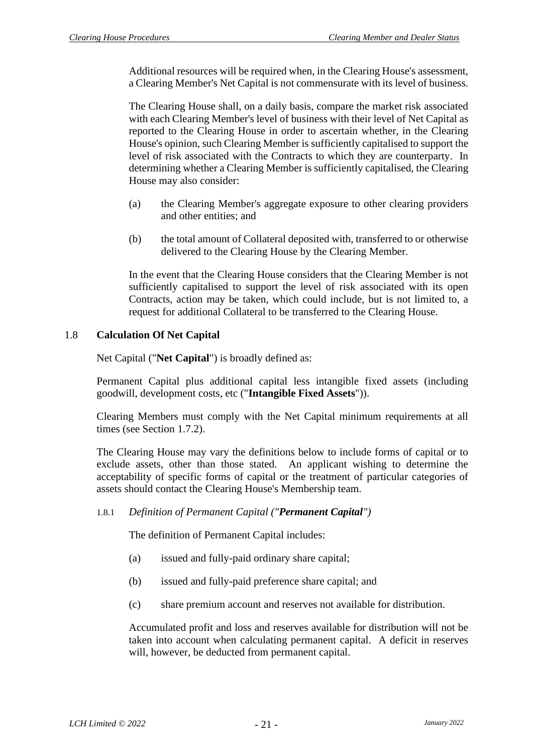Additional resources will be required when, in the Clearing House's assessment, a Clearing Member's Net Capital is not commensurate with its level of business.

The Clearing House shall, on a daily basis, compare the market risk associated with each Clearing Member's level of business with their level of Net Capital as reported to the Clearing House in order to ascertain whether, in the Clearing House's opinion, such Clearing Member is sufficiently capitalised to support the level of risk associated with the Contracts to which they are counterparty. In determining whether a Clearing Member is sufficiently capitalised, the Clearing House may also consider:

(a) the Clearing Member's aggregate exposure to other clearing providers and other entities; and

(b) the total amount of Collateral deposited with, transferred to or otherwise delivered to the Clearing House by the Clearing Member.

In the event that the Clearing House considers that the Clearing Member is not sufficiently capitalised to support the level of risk associated with its open Contracts, action may be taken, which could include, but is not limited to, a request for additional Collateral to be transferred to the Clearing House.

## 1.8 Calculation Of Net Capital

Net Capital ("**Net Capital**") is broadly defined as:

Permanent Capital plus additional capital less intangible fixed assets (including goodwill, development costs, etc ("**Intangible Fixed Assets**")).

Clearing Members must comply with the Net Capital minimum requirements at all times (see Section 1.7.2).

The Clearing House may vary the definitions below to include forms of capital or to exclude assets, other than those stated. An applicant wishing to determine the acceptability of specific forms of capital or the treatment of particular categories of assets should contact the Clearing House's Membership team.

### 1.8.1 *Definition of Permanent Capital ("**Permanent Capital**")*

The definition of Permanent Capital includes:

(a) issued and fully-paid ordinary share capital;

(b) issued and fully-paid preference share capital; and

(c) share premium account and reserves not available for distribution.

Accumulated profit and loss and reserves available for distribution will not be taken into account when calculating permanent capital. A deficit in reserves will, however, be deducted from permanent capital.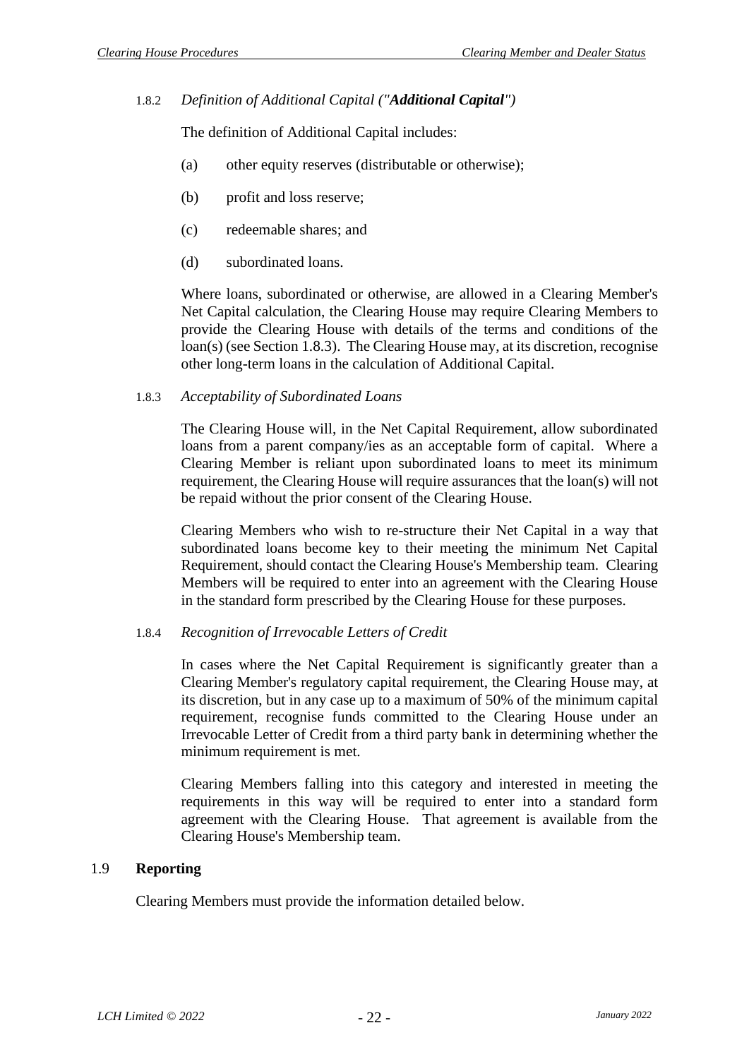#### 1.8.2 *Definition of Additional Capital ("**Additional Capital**")*

The definition of Additional Capital includes:

(a) other equity reserves (distributable or otherwise);

(b) profit and loss reserve;

(c) redeemable shares; and

(d) subordinated loans.

Where loans, subordinated or otherwise, are allowed in a Clearing Member's Net Capital calculation, the Clearing House may require Clearing Members to provide the Clearing House with details of the terms and conditions of the loan(s) (see Section 1.8.3). The Clearing House may, at its discretion, recognise other long-term loans in the calculation of Additional Capital.

#### 1.8.3 *Acceptability of Subordinated Loans*

The Clearing House will, in the Net Capital Requirement, allow subordinated loans from a parent company/ies as an acceptable form of capital. Where a Clearing Member is reliant upon subordinated loans to meet its minimum requirement, the Clearing House will require assurances that the loan(s) will not be repaid without the prior consent of the Clearing House.

Clearing Members who wish to re-structure their Net Capital in a way that subordinated loans become key to their meeting the minimum Net Capital Requirement, should contact the Clearing House's Membership team. Clearing Members will be required to enter into an agreement with the Clearing House in the standard form prescribed by the Clearing House for these purposes.

#### 1.8.4 *Recognition of Irrevocable Letters of Credit*

In cases where the Net Capital Requirement is significantly greater than a Clearing Member's regulatory capital requirement, the Clearing House may, at its discretion, but in any case up to a maximum of 50% of the minimum capital requirement, recognise funds committed to the Clearing House under an Irrevocable Letter of Credit from a third party bank in determining whether the minimum requirement is met.

Clearing Members falling into this category and interested in meeting the requirements in this way will be required to enter into a standard form agreement with the Clearing House. That agreement is available from the Clearing House's Membership team.

### 1.9 **Reporting**

Clearing Members must provide the information detailed below.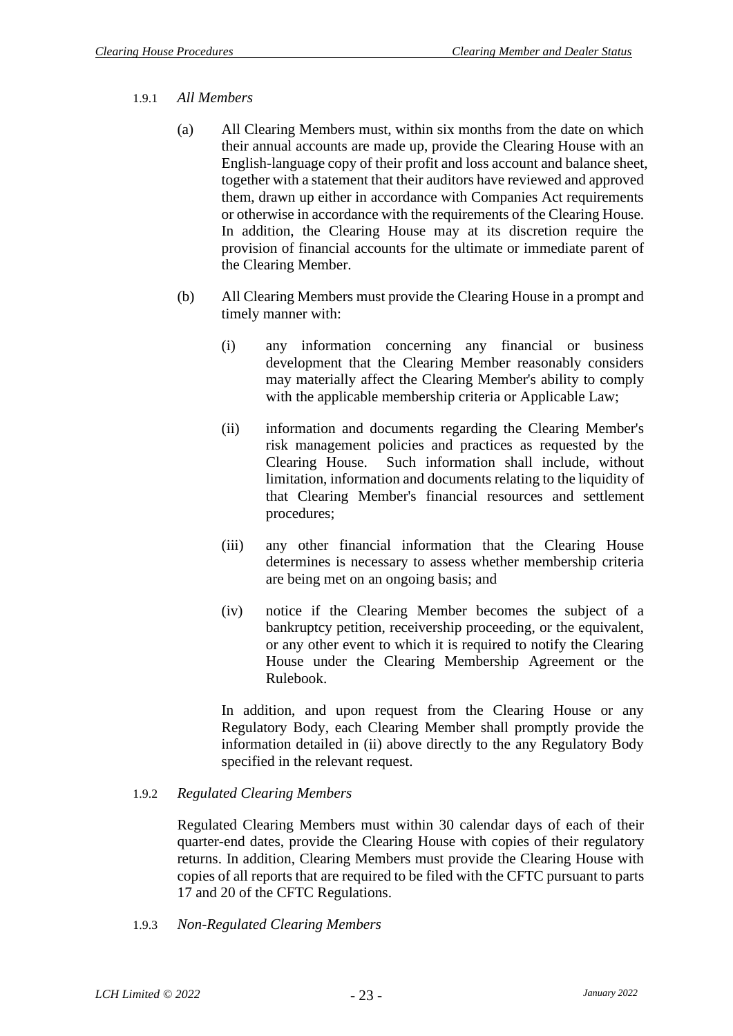#### 1.9.1 *All Members*

(a) All Clearing Members must, within six months from the date on which their annual accounts are made up, provide the Clearing House with an English-language copy of their profit and loss account and balance sheet, together with a statement that their auditors have reviewed and approved them, drawn up either in accordance with Companies Act requirements or otherwise in accordance with the requirements of the Clearing House. In addition, the Clearing House may at its discretion require the provision of financial accounts for the ultimate or immediate parent of the Clearing Member.

(b) All Clearing Members must provide the Clearing House in a prompt and timely manner with:

(i) any information concerning any financial or business development that the Clearing Member reasonably considers may materially affect the Clearing Member's ability to comply with the applicable membership criteria or Applicable Law;

(ii) information and documents regarding the Clearing Member's risk management policies and practices as requested by the Clearing House. Such information shall include, without limitation, information and documents relating to the liquidity of that Clearing Member's financial resources and settlement procedures;

(iii) any other financial information that the Clearing House determines is necessary to assess whether membership criteria are being met on an ongoing basis; and

(iv) notice if the Clearing Member becomes the subject of a bankruptcy petition, receivership proceeding, or the equivalent, or any other event to which it is required to notify the Clearing House under the Clearing Membership Agreement or the Rulebook.

In addition, and upon request from the Clearing House or any Regulatory Body, each Clearing Member shall promptly provide the information detailed in (ii) above directly to the any Regulatory Body specified in the relevant request.

#### 1.9.2 *Regulated Clearing Members*

Regulated Clearing Members must within 30 calendar days of each of their quarter-end dates, provide the Clearing House with copies of their regulatory returns. In addition, Clearing Members must provide the Clearing House with copies of all reports that are required to be filed with the CFTC pursuant to parts 17 and 20 of the CFTC Regulations.

#### 1.9.3 *Non-Regulated Clearing Members*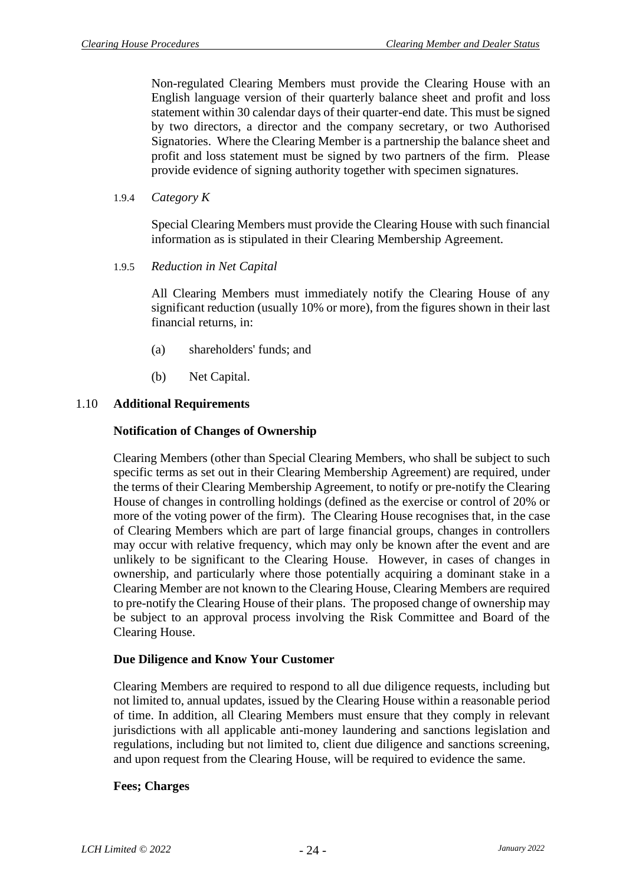Non-regulated Clearing Members must provide the Clearing House with an English language version of their quarterly balance sheet and profit and loss statement within 30 calendar days of their quarter-end date. This must be signed by two directors, a director and the company secretary, or two Authorised Signatories. Where the Clearing Member is a partnership the balance sheet and profit and loss statement must be signed by two partners of the firm. Please provide evidence of signing authority together with specimen signatures.

1.9.4 *Category K*

Special Clearing Members must provide the Clearing House with such financial information as is stipulated in their Clearing Membership Agreement.

1.9.5 *Reduction in Net Capital*

All Clearing Members must immediately notify the Clearing House of any significant reduction (usually 10% or more), from the figures shown in their last financial returns, in:

(a) shareholders' funds; and

(b) Net Capital.

## 1.10 Additional Requirements

**Notification of Changes of Ownership**

Clearing Members (other than Special Clearing Members, who shall be subject to such specific terms as set out in their Clearing Membership Agreement) are required, under the terms of their Clearing Membership Agreement, to notify or pre-notify the Clearing House of changes in controlling holdings (defined as the exercise or control of 20% or more of the voting power of the firm). The Clearing House recognises that, in the case of Clearing Members which are part of large financial groups, changes in controllers may occur with relative frequency, which may only be known after the event and are unlikely to be significant to the Clearing House. However, in cases of changes in ownership, and particularly where those potentially acquiring a dominant stake in a Clearing Member are not known to the Clearing House, Clearing Members are required to pre-notify the Clearing House of their plans. The proposed change of ownership may be subject to an approval process involving the Risk Committee and Board of the Clearing House.

**Due Diligence and Know Your Customer**

Clearing Members are required to respond to all due diligence requests, including but not limited to, annual updates, issued by the Clearing House within a reasonable period of time. In addition, all Clearing Members must ensure that they comply in relevant jurisdictions with all applicable anti-money laundering and sanctions legislation and regulations, including but not limited to, client due diligence and sanctions screening, and upon request from the Clearing House, will be required to evidence the same.

**Fees; Charges**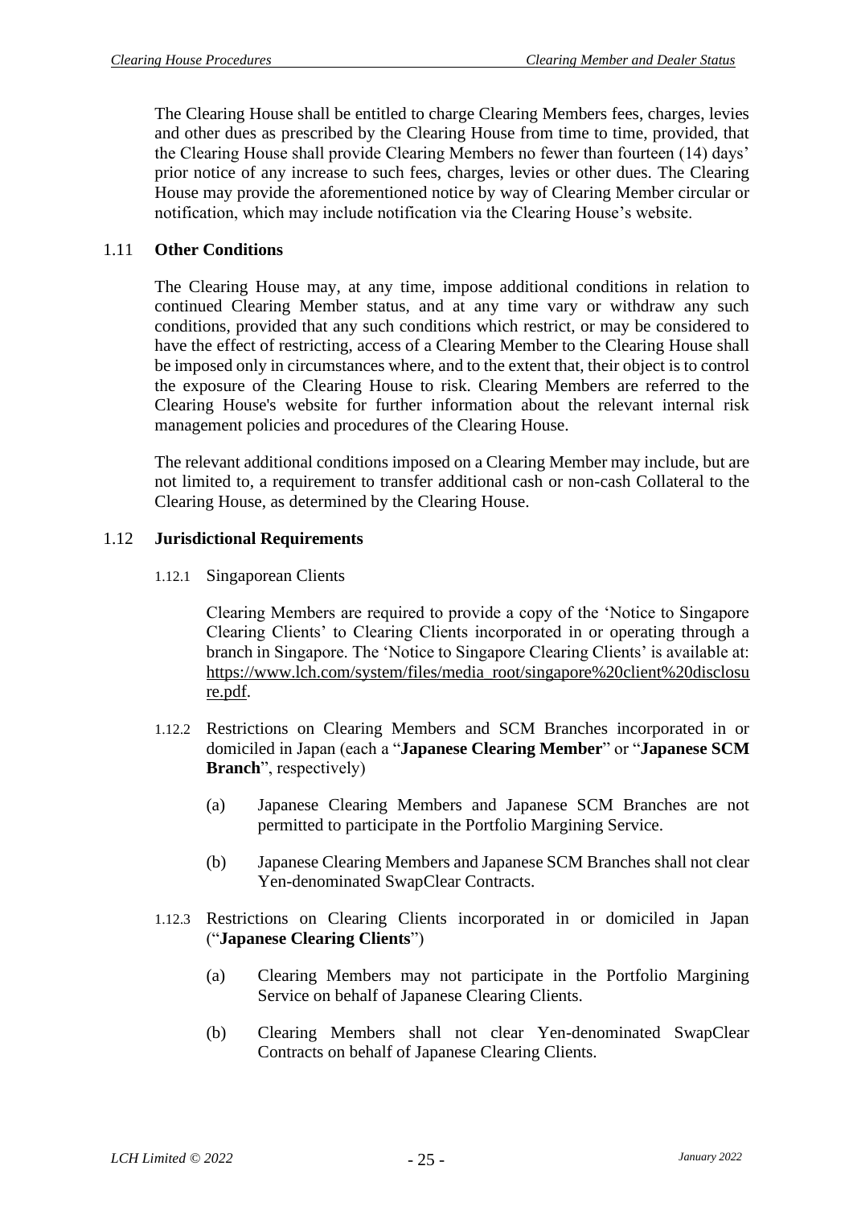The Clearing House shall be entitled to charge Clearing Members fees, charges, levies and other dues as prescribed by the Clearing House from time to time, provided, that the Clearing House shall provide Clearing Members no fewer than fourteen (14) days' prior notice of any increase to such fees, charges, levies or other dues. The Clearing House may provide the aforementioned notice by way of Clearing Member circular or notification, which may include notification via the Clearing House's website.

## 1.11 **Other Conditions**

The Clearing House may, at any time, impose additional conditions in relation to continued Clearing Member status, and at any time vary or withdraw any such conditions, provided that any such conditions which restrict, or may be considered to have the effect of restricting, access of a Clearing Member to the Clearing House shall be imposed only in circumstances where, and to the extent that, their object is to control the exposure of the Clearing House to risk. Clearing Members are referred to the Clearing House's website for further information about the relevant internal risk management policies and procedures of the Clearing House.

The relevant additional conditions imposed on a Clearing Member may include, but are not limited to, a requirement to transfer additional cash or non-cash Collateral to the Clearing House, as determined by the Clearing House.

## 1.12 **Jurisdictional Requirements**

1.12.1 Singaporean Clients

Clearing Members are required to provide a copy of the 'Notice to Singapore Clearing Clients' to Clearing Clients incorporated in or operating through a branch in Singapore. The 'Notice to Singapore Clearing Clients' is available at: https://www.lch.com/system/files/media_root/singapore%20client%20disclosure.pdf.

1.12.2 Restrictions on Clearing Members and SCM Branches incorporated in or domiciled in Japan (each a "**Japanese Clearing Member**" or "**Japanese SCM Branch**", respectively)

(a) Japanese Clearing Members and Japanese SCM Branches are not permitted to participate in the Portfolio Margining Service.

(b) Japanese Clearing Members and Japanese SCM Branches shall not clear Yen-denominated SwapClear Contracts.

1.12.3 Restrictions on Clearing Clients incorporated in or domiciled in Japan ("**Japanese Clearing Clients**")

(a) Clearing Members may not participate in the Portfolio Margining Service on behalf of Japanese Clearing Clients.

(b) Clearing Members shall not clear Yen-denominated SwapClear Contracts on behalf of Japanese Clearing Clients.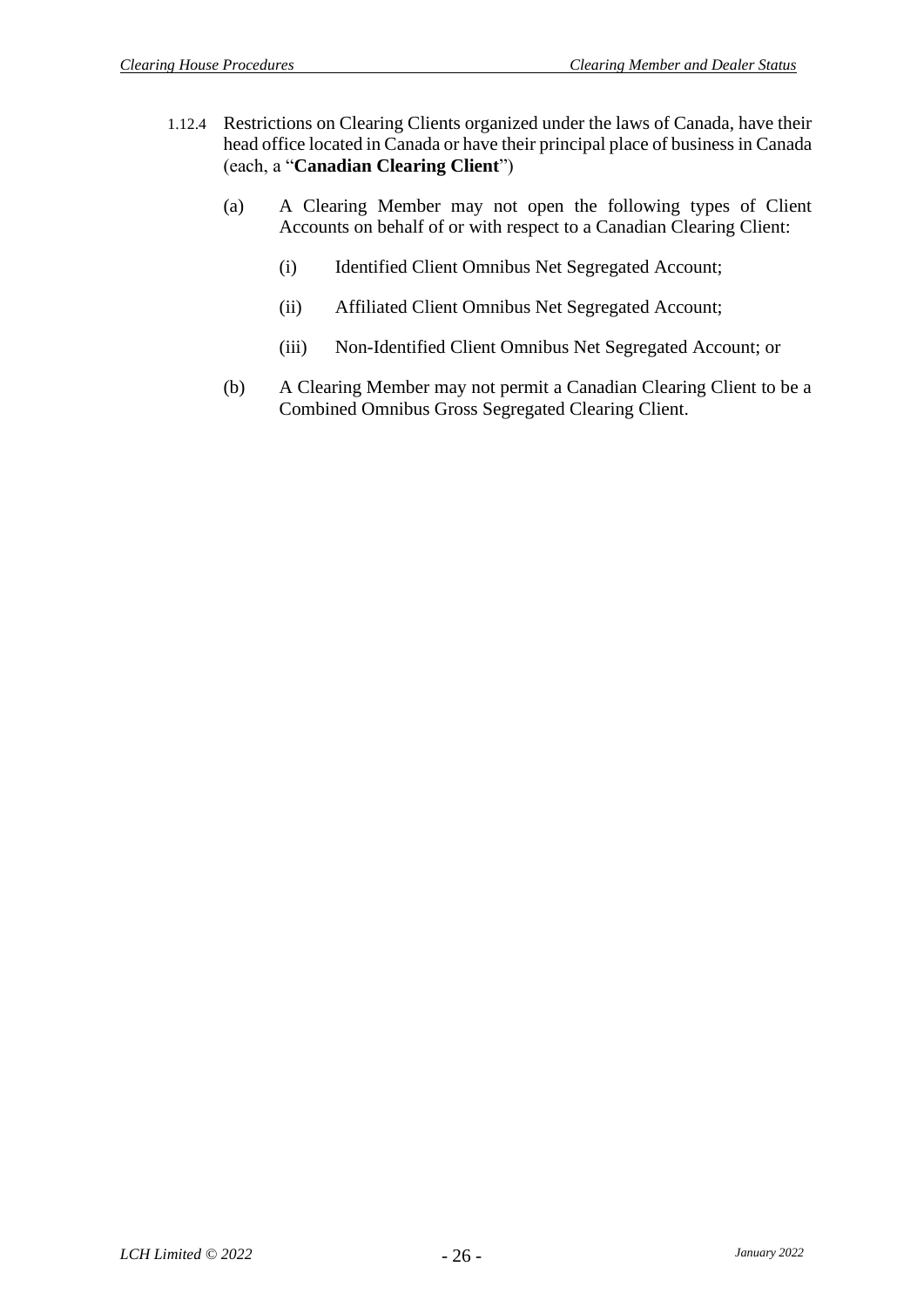1.12.4 Restrictions on Clearing Clients organized under the laws of Canada, have their head office located in Canada or have their principal place of business in Canada (each, a "**Canadian Clearing Client**")

(a) A Clearing Member may not open the following types of Client Accounts on behalf of or with respect to a Canadian Clearing Client:

(i) Identified Client Omnibus Net Segregated Account;

(ii) Affiliated Client Omnibus Net Segregated Account;

(iii) Non-Identified Client Omnibus Net Segregated Account; or

(b) A Clearing Member may not permit a Canadian Clearing Client to be a Combined Omnibus Gross Segregated Clearing Client.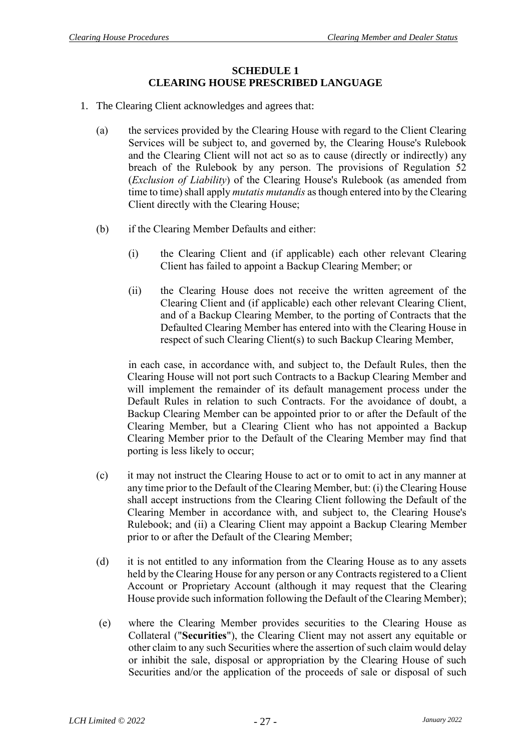## SCHEDULE 1
## CLEARING HOUSE PRESCRIBED LANGUAGE

1. The Clearing Client acknowledges and agrees that:

   (a) the services provided by the Clearing House with regard to the Client Clearing Services will be subject to, and governed by, the Clearing House's Rulebook and the Clearing Client will not act so as to cause (directly or indirectly) any breach of the Rulebook by any person. The provisions of Regulation 52 (*Exclusion of Liability*) of the Clearing House's Rulebook (as amended from time to time) shall apply *mutatis mutandis* as though entered into by the Clearing Client directly with the Clearing House;

   (b) if the Clearing Member Defaults and either:

      (i) the Clearing Client and (if applicable) each other relevant Clearing Client has failed to appoint a Backup Clearing Member; or

      (ii) the Clearing House does not receive the written agreement of the Clearing Client and (if applicable) each other relevant Clearing Client, and of a Backup Clearing Member, to the porting of Contracts that the Defaulted Clearing Member has entered into with the Clearing House in respect of such Clearing Client(s) to such Backup Clearing Member,

   in each case, in accordance with, and subject to, the Default Rules, then the Clearing House will not port such Contracts to a Backup Clearing Member and will implement the remainder of its default management process under the Default Rules in relation to such Contracts. For the avoidance of doubt, a Backup Clearing Member can be appointed prior to or after the Default of the Clearing Member, but a Clearing Client who has not appointed a Backup Clearing Member prior to the Default of the Clearing Member may find that porting is less likely to occur;

   (c) it may not instruct the Clearing House to act or to omit to act in any manner at any time prior to the Default of the Clearing Member, but: (i) the Clearing House shall accept instructions from the Clearing Client following the Default of the Clearing Member in accordance with, and subject to, the Clearing House's Rulebook; and (ii) a Clearing Client may appoint a Backup Clearing Member prior to or after the Default of the Clearing Member;

   (d) it is not entitled to any information from the Clearing House as to any assets held by the Clearing House for any person or any Contracts registered to a Client Account or Proprietary Account (although it may request that the Clearing House provide such information following the Default of the Clearing Member);

   (e) where the Clearing Member provides securities to the Clearing House as Collateral ("**Securities**"), the Clearing Client may not assert any equitable or other claim to any such Securities where the assertion of such claim would delay or inhibit the sale, disposal or appropriation by the Clearing House of such Securities and/or the application of the proceeds of sale or disposal of such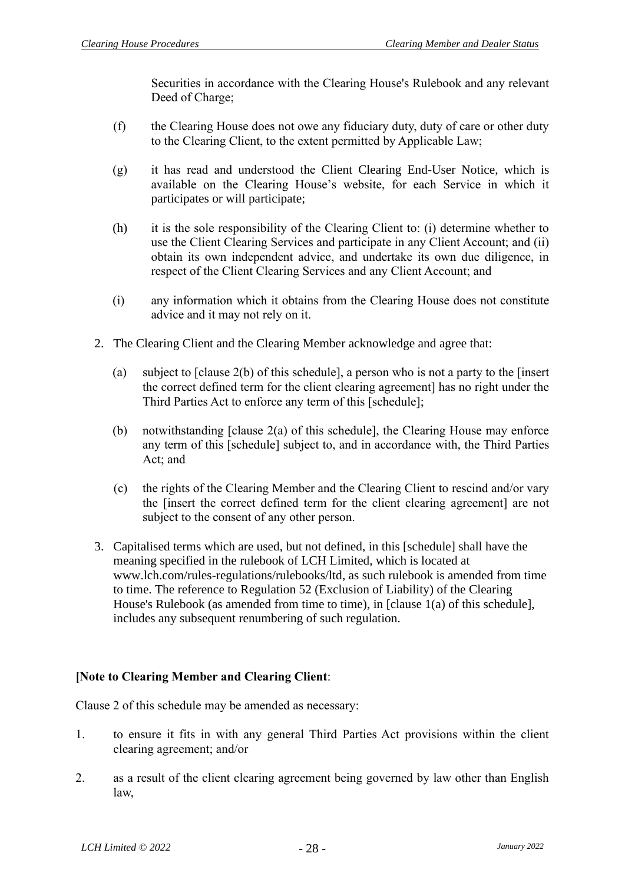Securities in accordance with the Clearing House's Rulebook and any relevant Deed of Charge;

(f) the Clearing House does not owe any fiduciary duty, duty of care or other duty to the Clearing Client, to the extent permitted by Applicable Law;

(g) it has read and understood the Client Clearing End-User Notice, which is available on the Clearing House's website, for each Service in which it participates or will participate;

(h) it is the sole responsibility of the Clearing Client to: (i) determine whether to use the Client Clearing Services and participate in any Client Account; and (ii) obtain its own independent advice, and undertake its own due diligence, in respect of the Client Clearing Services and any Client Account; and

(i) any information which it obtains from the Clearing House does not constitute advice and it may not rely on it.

2. The Clearing Client and the Clearing Member acknowledge and agree that:

   (a) subject to [clause 2(b) of this schedule], a person who is not a party to the [insert the correct defined term for the client clearing agreement] has no right under the Third Parties Act to enforce any term of this [schedule];

   (b) notwithstanding [clause 2(a) of this schedule], the Clearing House may enforce any term of this [schedule] subject to, and in accordance with, the Third Parties Act; and

   (c) the rights of the Clearing Member and the Clearing Client to rescind and/or vary the [insert the correct defined term for the client clearing agreement] are not subject to the consent of any other person.

3. Capitalised terms which are used, but not defined, in this [schedule] shall have the meaning specified in the rulebook of LCH Limited, which is located at www.lch.com/rules-regulations/rulebooks/ltd, as such rulebook is amended from time to time. The reference to Regulation 52 (Exclusion of Liability) of the Clearing House's Rulebook (as amended from time to time), in [clause 1(a) of this schedule], includes any subsequent renumbering of such regulation.

**[Note to Clearing Member and Clearing Client**:

Clause 2 of this schedule may be amended as necessary:

1. to ensure it fits in with any general Third Parties Act provisions within the client clearing agreement; and/or

2. as a result of the client clearing agreement being governed by law other than English law,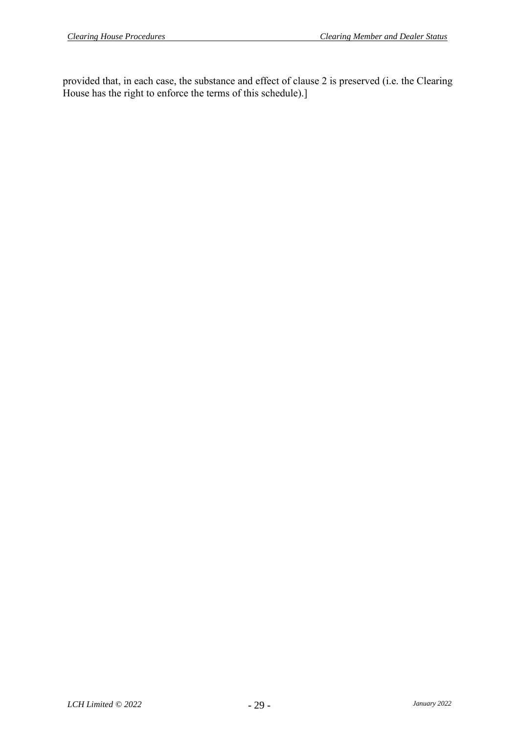provided that, in each case, the substance and effect of clause 2 is preserved (i.e. the Clearing House has the right to enforce the terms of this schedule).]